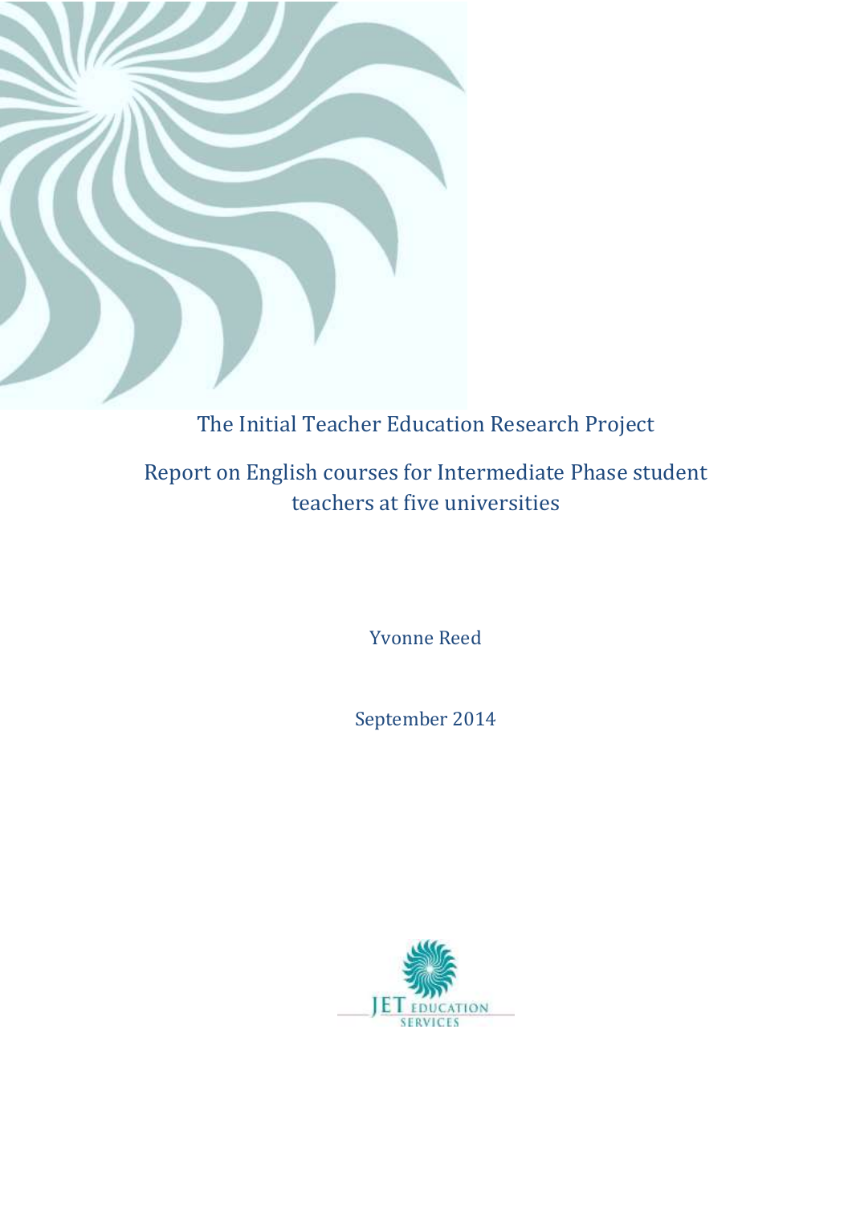# The Initial Teacher Education Research Project

## Report on English courses for Intermediate Phase student teachers at five universities

Yvonne Reed

September 2014

JET EDUCATION SERVICES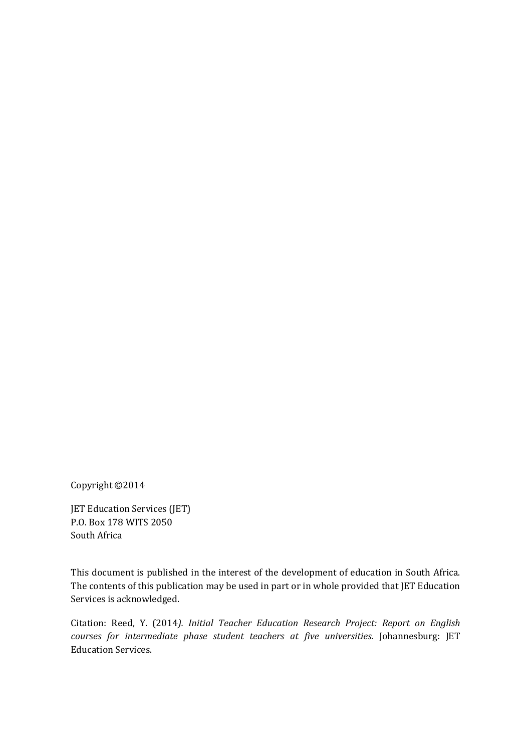Copyright ©2014

JET Education Services (JET)
P.O. Box 178 WITS 2050
South Africa

This document is published in the interest of the development of education in South Africa. The contents of this publication may be used in part or in whole provided that JET Education Services is acknowledged.

Citation: Reed, Y. (2014*). Initial Teacher Education Research Project: Report on English courses for intermediate phase student teachers at five universities.* Johannesburg: JET Education Services.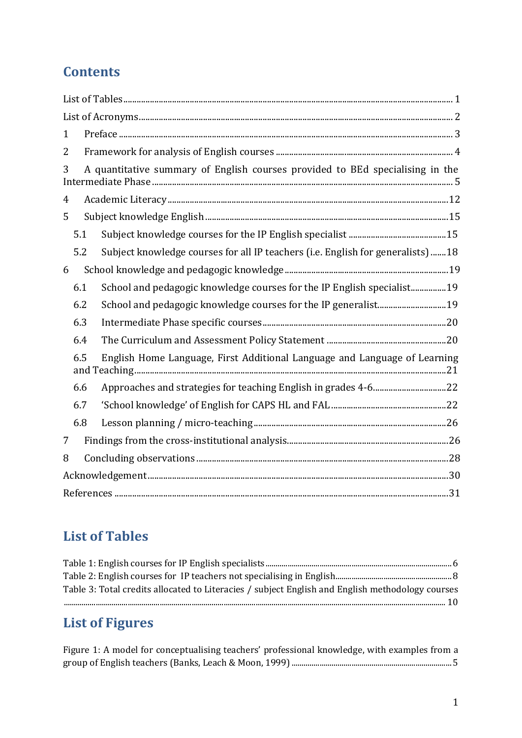# Contents

List of Tables ..................................................................................................................................... 1

List of Acronyms ................................................................................................................................ 2

1 Preface ............................................................................................................................................ 3

2 Framework for analysis of English courses ............................................................................... 4

3 A quantitative summary of English courses provided to BEd specialising in the Intermediate Phase ..................................................................................................................... 5

4 Academic Literacy ........................................................................................................................ 12

5 Subject knowledge English ......................................................................................................... 15

5.1 Subject knowledge courses for the IP English specialist ....................................................... 15

5.2 Subject knowledge courses for all IP teachers (i.e. English for generalists) ....................... 18

6 School knowledge and pedagogic knowledge ........................................................................... 19

6.1 School and pedagogic knowledge courses for the IP English specialist ............................... 19

6.2 School and pedagogic knowledge courses for the IP generalist ............................................ 19

6.3 Intermediate Phase specific courses ....................................................................................... 20

6.4 The Curriculum and Assessment Policy Statement ................................................................ 20

6.5 English Home Language, First Additional Language and Language of Learning and Teaching ........................................................................................................................................ 21

6.6 Approaches and strategies for teaching English in grades 4-6 ............................................. 22

6.7 'School knowledge' of English for CAPS HL and FAL ............................................................ 22

6.8 Lesson planning / micro-teaching ............................................................................................ 26

7 Findings from the cross-institutional analysis .......................................................................... 26

8 Concluding observations ............................................................................................................. 28

Acknowledgement ............................................................................................................................. 30

References ......................................................................................................................................... 31

# List of Tables

Table 1: English courses for IP English specialists ........................................................................ 6

Table 2: English courses for IP teachers not specialising in English ............................................ 8

Table 3: Total credits allocated to Literacies / subject English and English methodology courses ............................................................................................................................................ 10

# List of Figures

Figure 1: A model for conceptualising teachers' professional knowledge, with examples from a group of English teachers (Banks, Leach & Moon, 1999) .............................................................. 5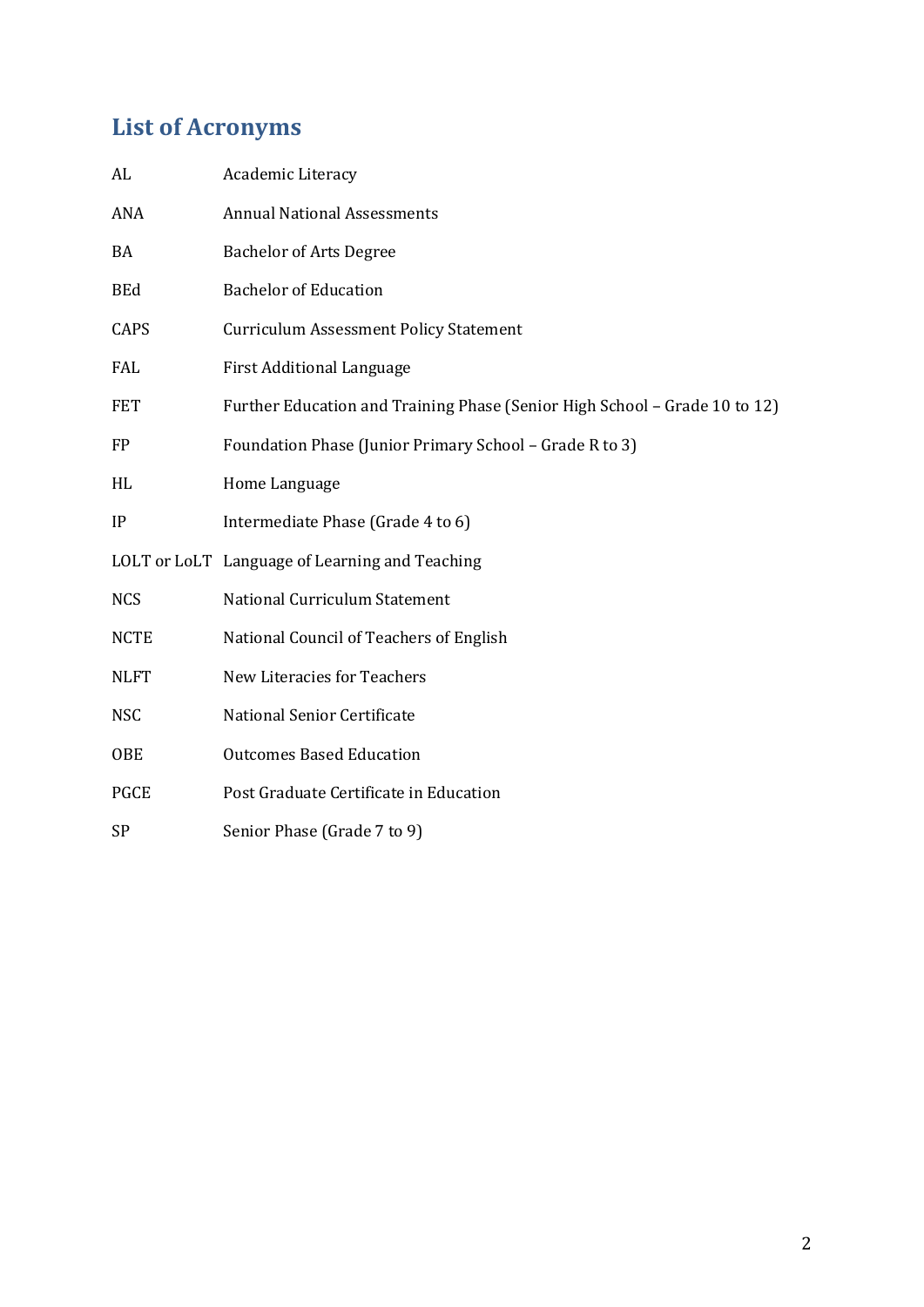## List of Acronyms

| | |
|---|---|
| AL | Academic Literacy |
| ANA | Annual National Assessments |
| BA | Bachelor of Arts Degree |
| BEd | Bachelor of Education |
| CAPS | Curriculum Assessment Policy Statement |
| FAL | First Additional Language |
| FET | Further Education and Training Phase (Senior High School – Grade 10 to 12) |
| FP | Foundation Phase (Junior Primary School – Grade R to 3) |
| HL | Home Language |
| IP | Intermediate Phase (Grade 4 to 6) |
| LOLT or LoLT | Language of Learning and Teaching |
| NCS | National Curriculum Statement |
| NCTE | National Council of Teachers of English |
| NLFT | New Literacies for Teachers |
| NSC | National Senior Certificate |
| OBE | Outcomes Based Education |
| PGCE | Post Graduate Certificate in Education |
| SP | Senior Phase (Grade 7 to 9) |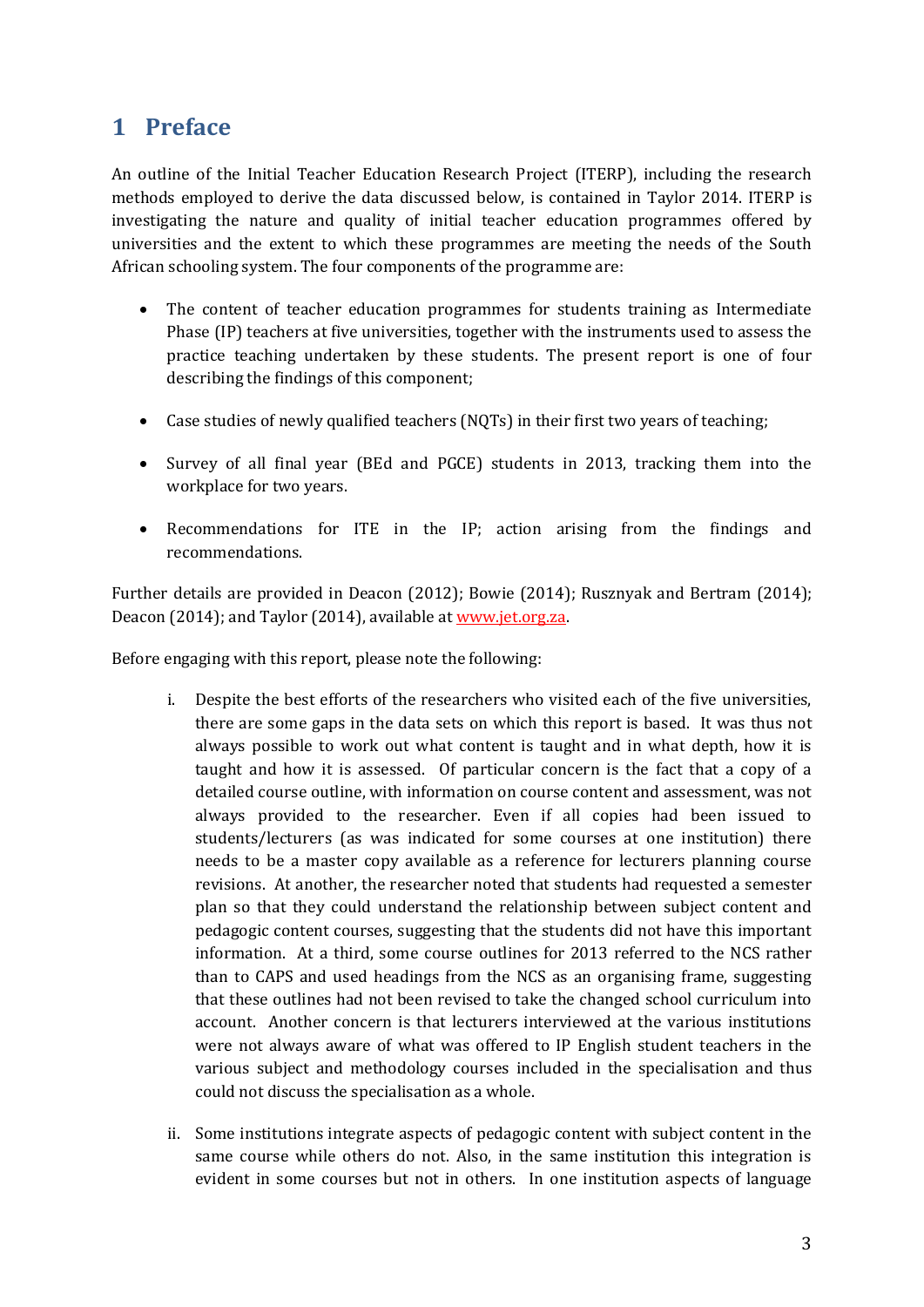# 1 Preface

An outline of the Initial Teacher Education Research Project (ITERP), including the research methods employed to derive the data discussed below, is contained in Taylor 2014. ITERP is investigating the nature and quality of initial teacher education programmes offered by universities and the extent to which these programmes are meeting the needs of the South African schooling system. The four components of the programme are:

- The content of teacher education programmes for students training as Intermediate Phase (IP) teachers at five universities, together with the instruments used to assess the practice teaching undertaken by these students. The present report is one of four describing the findings of this component;
- Case studies of newly qualified teachers (NQTs) in their first two years of teaching;
- Survey of all final year (BEd and PGCE) students in 2013, tracking them into the workplace for two years.
- Recommendations for ITE in the IP; action arising from the findings and recommendations.

Further details are provided in Deacon (2012); Bowie (2014); Rusznyak and Bertram (2014); Deacon (2014); and Taylor (2014), available at www.jet.org.za.

Before engaging with this report, please note the following:

i. Despite the best efforts of the researchers who visited each of the five universities, there are some gaps in the data sets on which this report is based. It was thus not always possible to work out what content is taught and in what depth, how it is taught and how it is assessed. Of particular concern is the fact that a copy of a detailed course outline, with information on course content and assessment, was not always provided to the researcher. Even if all copies had been issued to students/lecturers (as was indicated for some courses at one institution) there needs to be a master copy available as a reference for lecturers planning course revisions. At another, the researcher noted that students had requested a semester plan so that they could understand the relationship between subject content and pedagogic content courses, suggesting that the students did not have this important information. At a third, some course outlines for 2013 referred to the NCS rather than to CAPS and used headings from the NCS as an organising frame, suggesting that these outlines had not been revised to take the changed school curriculum into account. Another concern is that lecturers interviewed at the various institutions were not always aware of what was offered to IP English student teachers in the various subject and methodology courses included in the specialisation and thus could not discuss the specialisation as a whole.

ii. Some institutions integrate aspects of pedagogic content with subject content in the same course while others do not. Also, in the same institution this integration is evident in some courses but not in others. In one institution aspects of language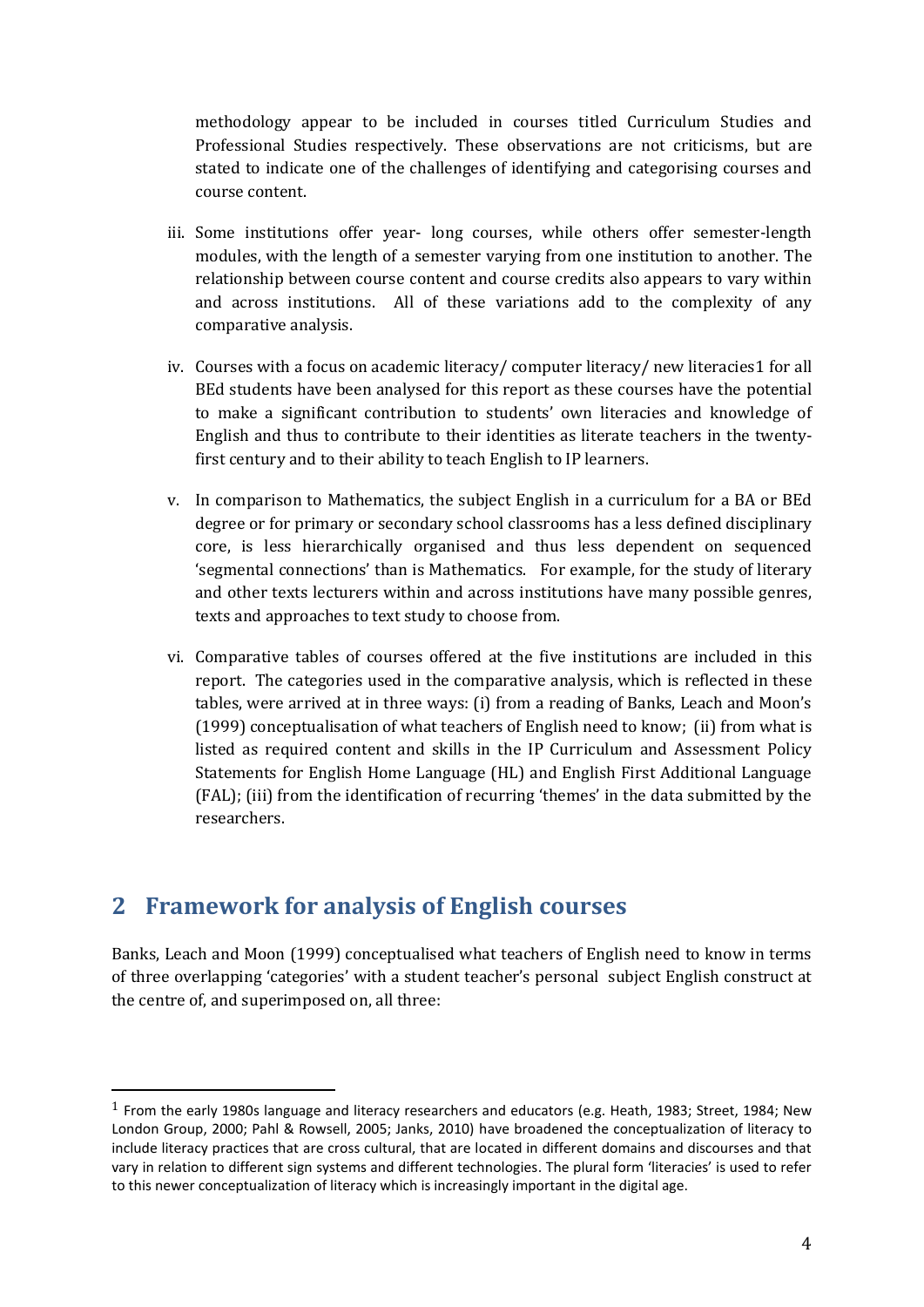methodology appear to be included in courses titled Curriculum Studies and Professional Studies respectively. These observations are not criticisms, but are stated to indicate one of the challenges of identifying and categorising courses and course content.

iii. Some institutions offer year- long courses, while others offer semester-length modules, with the length of a semester varying from one institution to another. The relationship between course content and course credits also appears to vary within and across institutions. All of these variations add to the complexity of any comparative analysis.

iv. Courses with a focus on academic literacy/ computer literacy/ new literacies[1] for all BEd students have been analysed for this report as these courses have the potential to make a significant contribution to students' own literacies and knowledge of English and thus to contribute to their identities as literate teachers in the twenty-first century and to their ability to teach English to IP learners.

v. In comparison to Mathematics, the subject English in a curriculum for a BA or BEd degree or for primary or secondary school classrooms has a less defined disciplinary core, is less hierarchically organised and thus less dependent on sequenced 'segmental connections' than is Mathematics. For example, for the study of literary and other texts lecturers within and across institutions have many possible genres, texts and approaches to text study to choose from.

vi. Comparative tables of courses offered at the five institutions are included in this report. The categories used in the comparative analysis, which is reflected in these tables, were arrived at in three ways: (i) from a reading of Banks, Leach and Moon's (1999) conceptualisation of what teachers of English need to know; (ii) from what is listed as required content and skills in the IP Curriculum and Assessment Policy Statements for English Home Language (HL) and English First Additional Language (FAL); (iii) from the identification of recurring 'themes' in the data submitted by the researchers.

## 2 Framework for analysis of English courses

Banks, Leach and Moon (1999) conceptualised what teachers of English need to know in terms of three overlapping 'categories' with a student teacher's personal subject English construct at the centre of, and superimposed on, all three:

[1] From the early 1980s language and literacy researchers and educators (e.g. Heath, 1983; Street, 1984; New London Group, 2000; Pahl & Rowsell, 2005; Janks, 2010) have broadened the conceptualization of literacy to include literacy practices that are cross cultural, that are located in different domains and discourses and that vary in relation to different sign systems and different technologies. The plural form 'literacies' is used to refer to this newer conceptualization of literacy which is increasingly important in the digital age.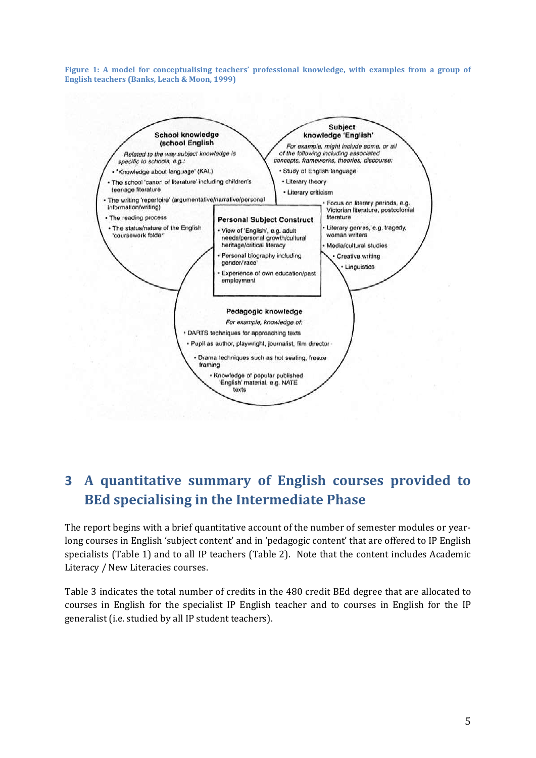**Figure 1: A model for conceptualising teachers' professional knowledge, with examples from a group of English teachers (Banks, Leach & Moon, 1999)**

**School knowledge (school English)**

*Related to the way subject knowledge is specific to schools, e.g.:*

- 'Knowledge about language' (KAL)
- The school 'canon of literature' including children's teenage literature
- The writing 'repertoire' (argumentative/narrative/personal information/writing)
- The reading process
- The status/nature of the English 'coursework folder'

**Subject knowledge 'English'**

*For example, might include some, or all of the following including associated concepts, frameworks, theories, discourse:*

- Study of English language
- Literary theory
- Literary criticism
- Focus on literary periods, e.g. Victorian literature, postcolonial literature
- Literary genres, e.g. tragedy, woman writers
- Media/cultural studies
- Creative writing
- Linguistics

**Personal Subject Construct**

- View of 'English', e.g. adult needs/personal growth/cultural heritage/critical literacy
- Personal biography including gender/race'
- Experience of own education/past employment

**Pedagogic knowledge**

*For example, knowledge of:*

- DARTS techniques for approaching texts
- Pupil as author, playwright, journalist, film director
- Drama techniques such as hot seating, freeze framing
- Knowledge of popular published 'English' material, e.g. NATE texts

# 3 A quantitative summary of English courses provided to BEd specialising in the Intermediate Phase

The report begins with a brief quantitative account of the number of semester modules or year-long courses in English 'subject content' and in 'pedagogic content' that are offered to IP English specialists (Table 1) and to all IP teachers (Table 2). Note that the content includes Academic Literacy / New Literacies courses.

Table 3 indicates the total number of credits in the 480 credit BEd degree that are allocated to courses in English for the specialist IP English teacher and to courses in English for the IP generalist (i.e. studied by all IP student teachers).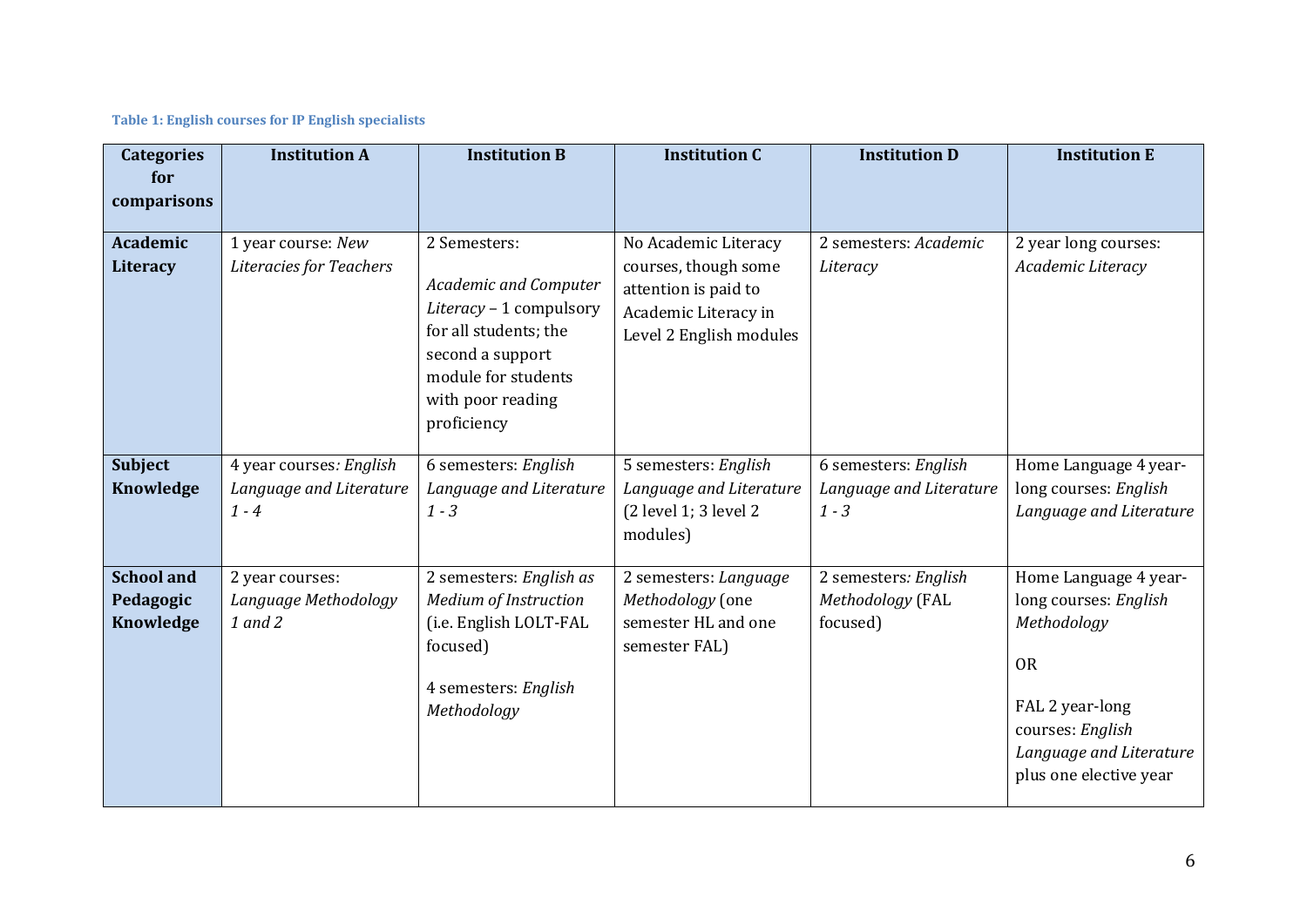**Table 1: English courses for IP English specialists**

| Categories for comparisons | Institution A | Institution B | Institution C | Institution D | Institution E |
|---|---|---|---|---|---|
| **Academic Literacy** | 1 year course: *New Literacies for Teachers* | 2 Semesters:<br><br>*Academic and Computer Literacy* – 1 compulsory for all students; the second a support module for students with poor reading proficiency | No Academic Literacy courses, though some attention is paid to Academic Literacy in Level 2 English modules | 2 semesters: *Academic Literacy* | 2 year long courses: *Academic Literacy* |
| **Subject Knowledge** | 4 year courses*: English Language and Literature 1 - 4* | 6 semesters: *English Language and Literature 1 - 3* | 5 semesters: *English Language and Literature* (2 level 1; 3 level 2 modules) | 6 semesters: *English Language and Literature 1 - 3* | Home Language 4 year-long courses: *English Language and Literature* |
| **School and Pedagogic Knowledge** | 2 year courses: *Language Methodology 1 and 2* | 2 semesters: *English as Medium of Instruction* (i.e. English LOLT-FAL focused)<br><br>4 semesters: *English Methodology* | 2 semesters: *Language Methodology* (one semester HL and one semester FAL) | 2 semesters*: English Methodology* (FAL focused) | Home Language 4 year-long courses: *English Methodology*<br><br>OR<br><br>FAL 2 year-long courses: *English Language and Literature* plus one elective year |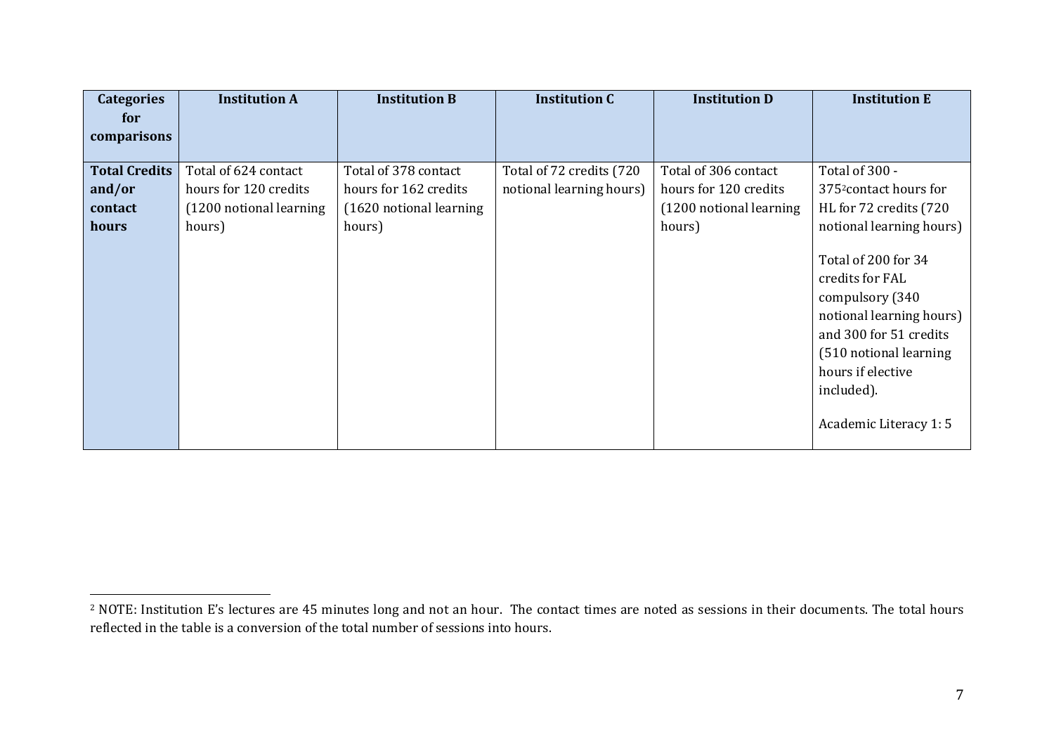| Categories for comparisons | Institution A | Institution B | Institution C | Institution D | Institution E |
|---|---|---|---|---|---|
| **Total Credits and/or contact hours** | Total of 624 contact hours for 120 credits (1200 notional learning hours) | Total of 378 contact hours for 162 credits (1620 notional learning hours) | Total of 72 credits (720 notional learning hours) | Total of 306 contact hours for 120 credits (1200 notional learning hours) | Total of 300 - 375[2] contact hours for HL for 72 credits (720 notional learning hours)<br><br>Total of 200 for 34 credits for FAL compulsory (340 notional learning hours) and 300 for 51 credits (510 notional learning hours if elective included).<br><br>Academic Literacy 1: 5 |

[2] NOTE: Institution E's lectures are 45 minutes long and not an hour. The contact times are noted as sessions in their documents. The total hours reflected in the table is a conversion of the total number of sessions into hours.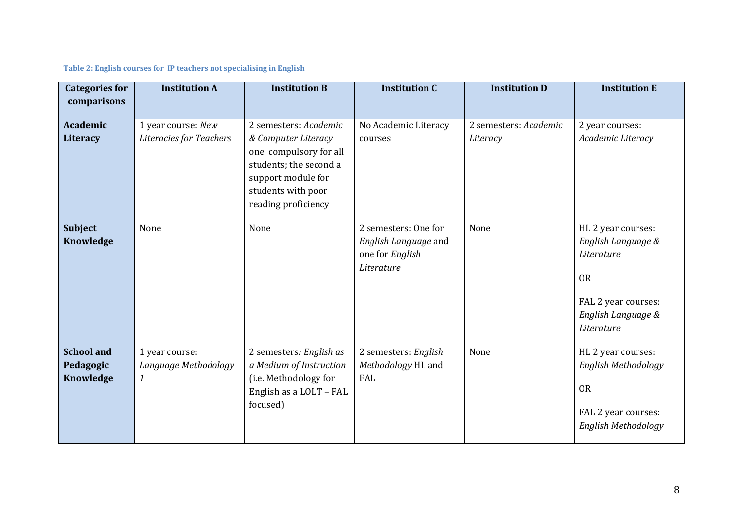**Table 2: English courses for IP teachers not specialising in English**

| Categories for comparisons | Institution A | Institution B | Institution C | Institution D | Institution E |
|---|---|---|---|---|---|
| **Academic Literacy** | 1 year course: *New Literacies for Teachers* | 2 semesters: *Academic & Computer Literacy* one compulsory for all students; the second a support module for students with poor reading proficiency | No Academic Literacy courses | 2 semesters: *Academic Literacy* | 2 year courses: *Academic Literacy* |
| **Subject Knowledge** | None | None | 2 semesters: One for *English Language* and one for *English Literature* | None | HL 2 year courses: *English Language & Literature*<br><br>OR<br><br>FAL 2 year courses: *English Language & Literature* |
| **School and Pedagogic Knowledge** | 1 year course: *Language Methodology 1* | 2 semesters*: English as a Medium of Instruction* (i.e. Methodology for English as a LOLT – FAL focused) | 2 semesters: *English Methodology* HL and FAL | None | HL 2 year courses: *English Methodology*<br><br>OR<br><br>FAL 2 year courses: *English Methodology* |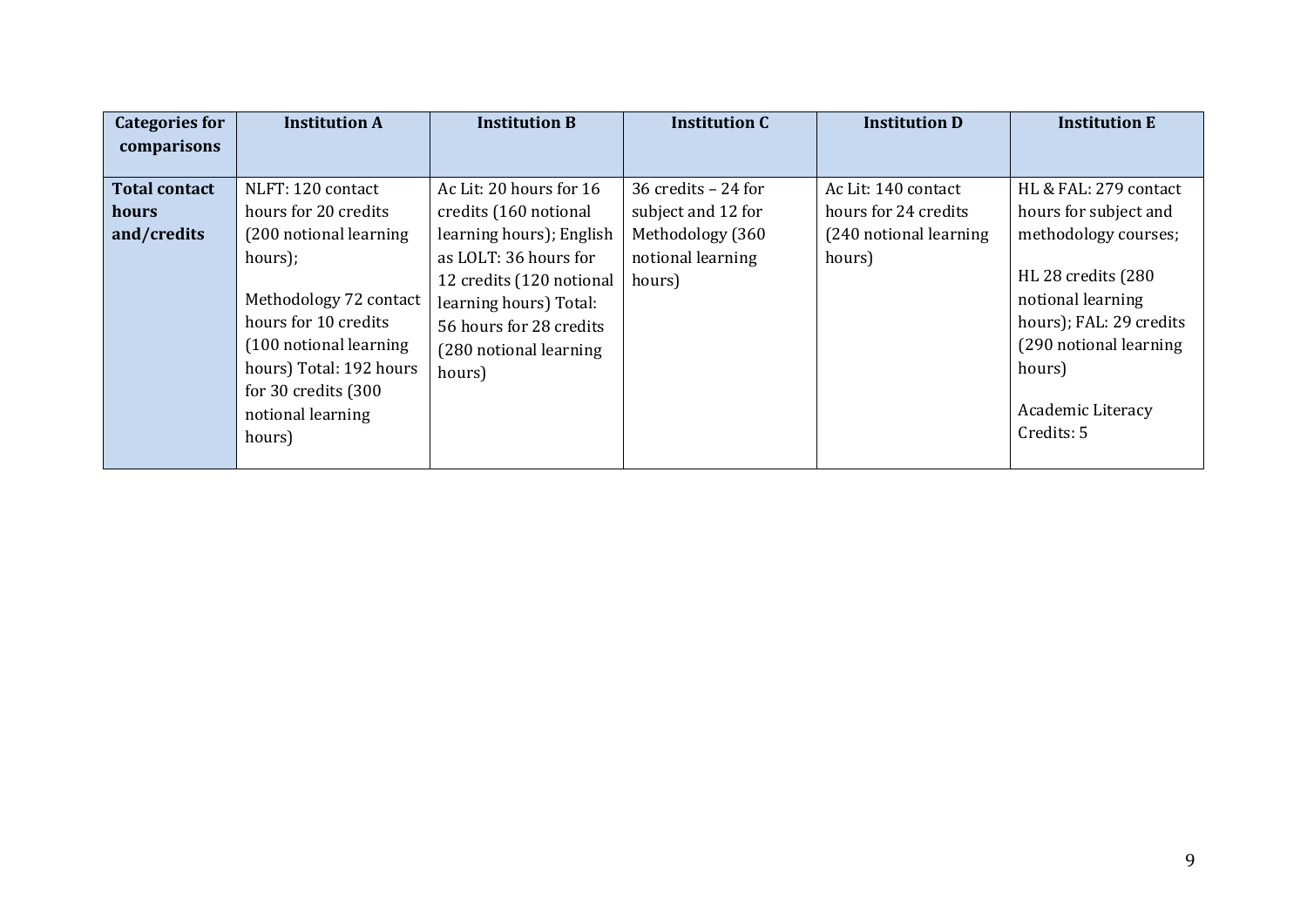| Categories for comparisons | Institution A | Institution B | Institution C | Institution D | Institution E |
|---|---|---|---|---|---|
| **Total contact hours and/credits** | NLFT: 120 contact hours for 20 credits (200 notional learning hours); Methodology 72 contact hours for 10 credits (100 notional learning hours) Total: 192 hours for 30 credits (300 notional learning hours) | Ac Lit: 20 hours for 16 credits (160 notional learning hours); English as LOLT: 36 hours for 12 credits (120 notional learning hours) Total: 56 hours for 28 credits (280 notional learning hours) | 36 credits – 24 for subject and 12 for Methodology (360 notional learning hours) | Ac Lit: 140 contact hours for 24 credits (240 notional learning hours) | HL & FAL: 279 contact hours for subject and methodology courses; HL 28 credits (280 notional learning hours); FAL: 29 credits (290 notional learning hours) Academic Literacy Credits: 5 |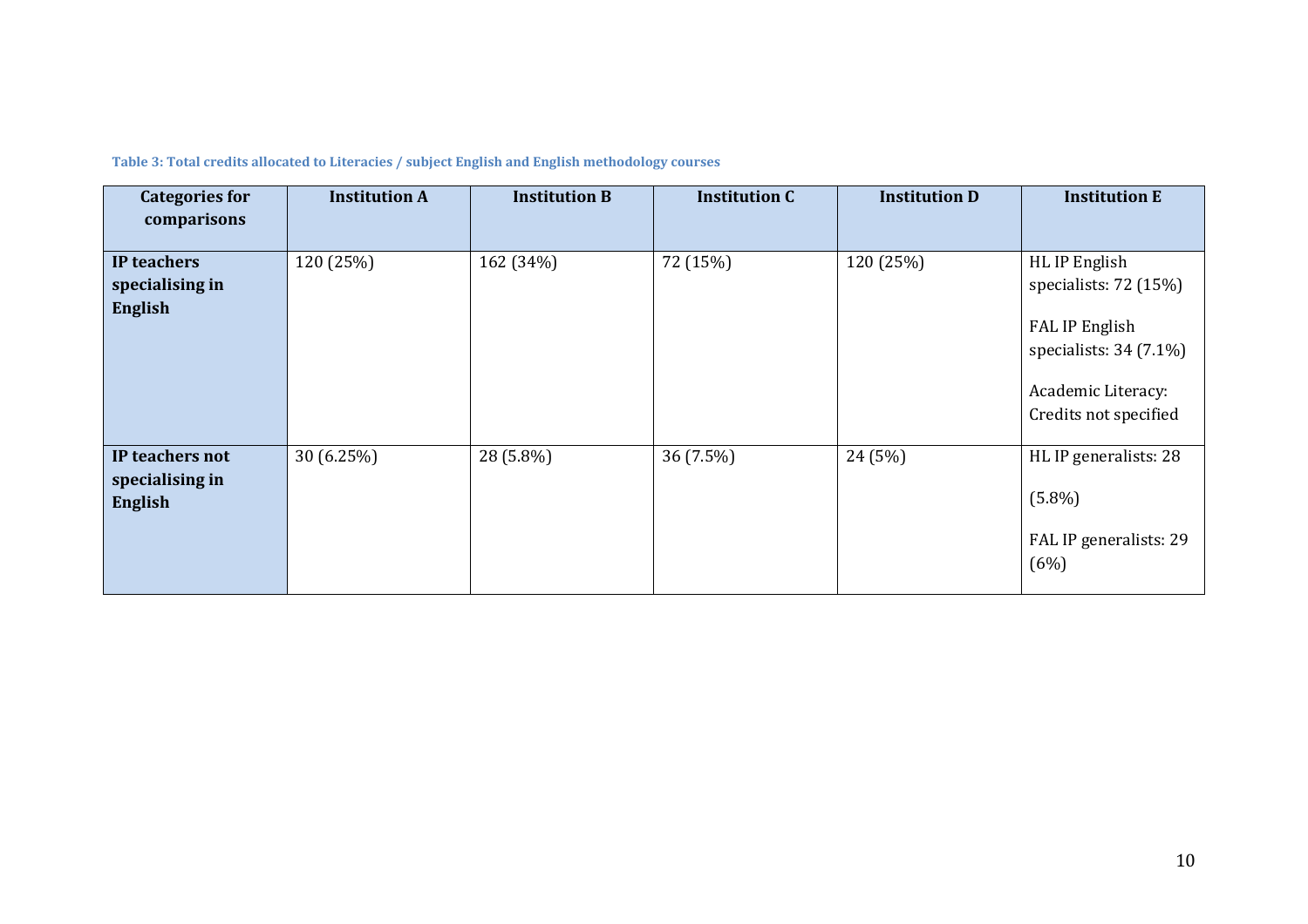**Table 3: Total credits allocated to Literacies / subject English and English methodology courses**

| Categories for comparisons | Institution A | Institution B | Institution C | Institution D | Institution E |
|---|---|---|---|---|---|
| **IP teachers specialising in English** | 120 (25%) | 162 (34%) | 72 (15%) | 120 (25%) | HL IP English specialists: 72 (15%)<br><br>FAL IP English specialists: 34 (7.1%)<br><br>Academic Literacy: Credits not specified |
| **IP teachers not specialising in English** | 30 (6.25%) | 28 (5.8%) | 36 (7.5%) | 24 (5%) | HL IP generalists: 28<br><br>(5.8%)<br><br>FAL IP generalists: 29 (6%) |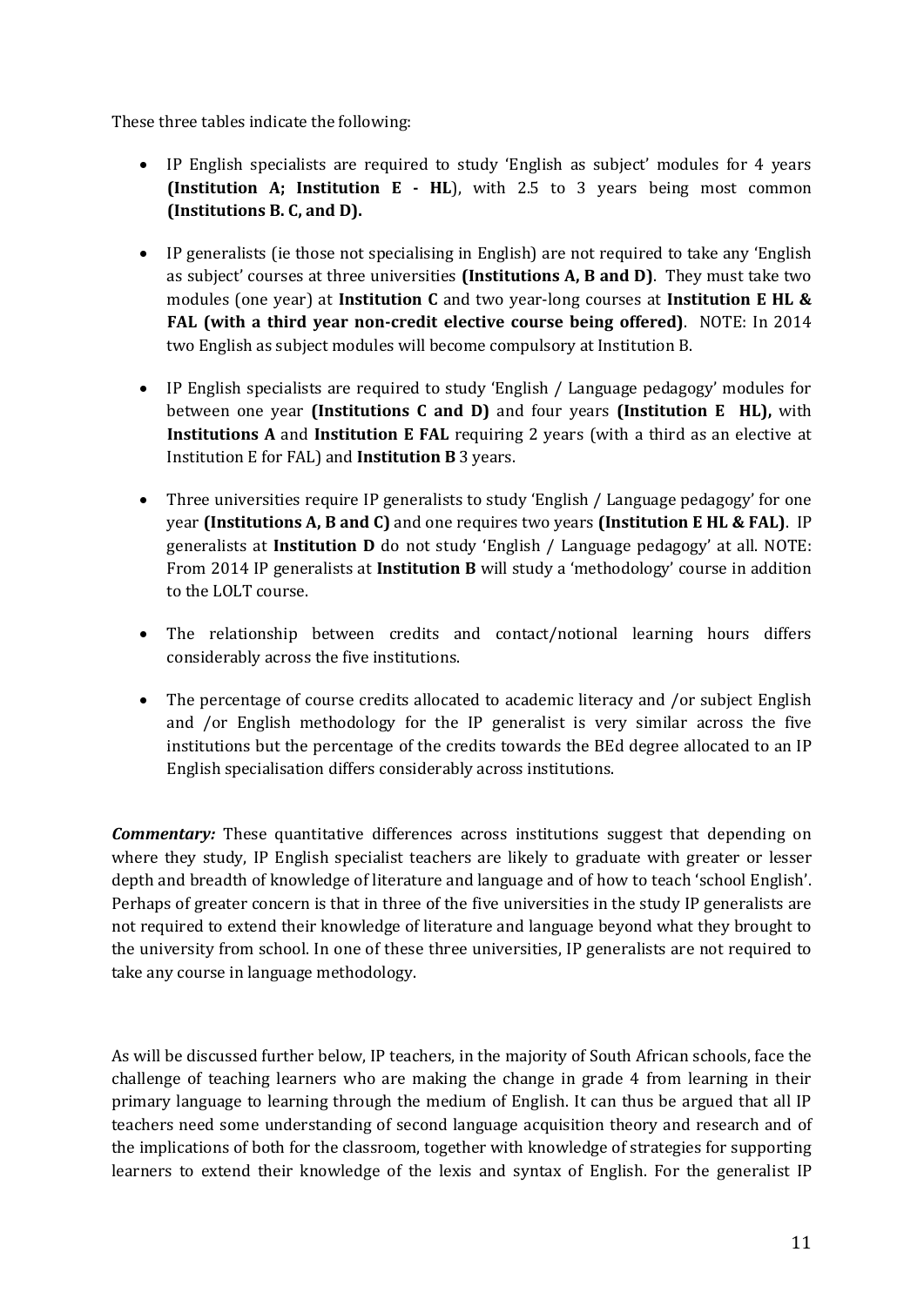These three tables indicate the following:

- IP English specialists are required to study 'English as subject' modules for 4 years **(Institution A; Institution E - HL**), with 2.5 to 3 years being most common **(Institutions B. C, and D).**

- IP generalists (ie those not specialising in English) are not required to take any 'English as subject' courses at three universities **(Institutions A, B and D)**. They must take two modules (one year) at **Institution C** and two year-long courses at **Institution E HL & FAL (with a third year non-credit elective course being offered)**. NOTE: In 2014 two English as subject modules will become compulsory at Institution B.

- IP English specialists are required to study 'English / Language pedagogy' modules for between one year **(Institutions C and D)** and four years **(Institution E HL),** with **Institutions A** and **Institution E FAL** requiring 2 years (with a third as an elective at Institution E for FAL) and **Institution B** 3 years.

- Three universities require IP generalists to study 'English / Language pedagogy' for one year **(Institutions A, B and C)** and one requires two years **(Institution E HL & FAL)**. IP generalists at **Institution D** do not study 'English / Language pedagogy' at all. NOTE: From 2014 IP generalists at **Institution B** will study a 'methodology' course in addition to the LOLT course.

- The relationship between credits and contact/notional learning hours differs considerably across the five institutions.

- The percentage of course credits allocated to academic literacy and /or subject English and /or English methodology for the IP generalist is very similar across the five institutions but the percentage of the credits towards the BEd degree allocated to an IP English specialisation differs considerably across institutions.

***Commentary:*** These quantitative differences across institutions suggest that depending on where they study, IP English specialist teachers are likely to graduate with greater or lesser depth and breadth of knowledge of literature and language and of how to teach 'school English'. Perhaps of greater concern is that in three of the five universities in the study IP generalists are not required to extend their knowledge of literature and language beyond what they brought to the university from school. In one of these three universities, IP generalists are not required to take any course in language methodology.

As will be discussed further below, IP teachers, in the majority of South African schools, face the challenge of teaching learners who are making the change in grade 4 from learning in their primary language to learning through the medium of English. It can thus be argued that all IP teachers need some understanding of second language acquisition theory and research and of the implications of both for the classroom, together with knowledge of strategies for supporting learners to extend their knowledge of the lexis and syntax of English. For the generalist IP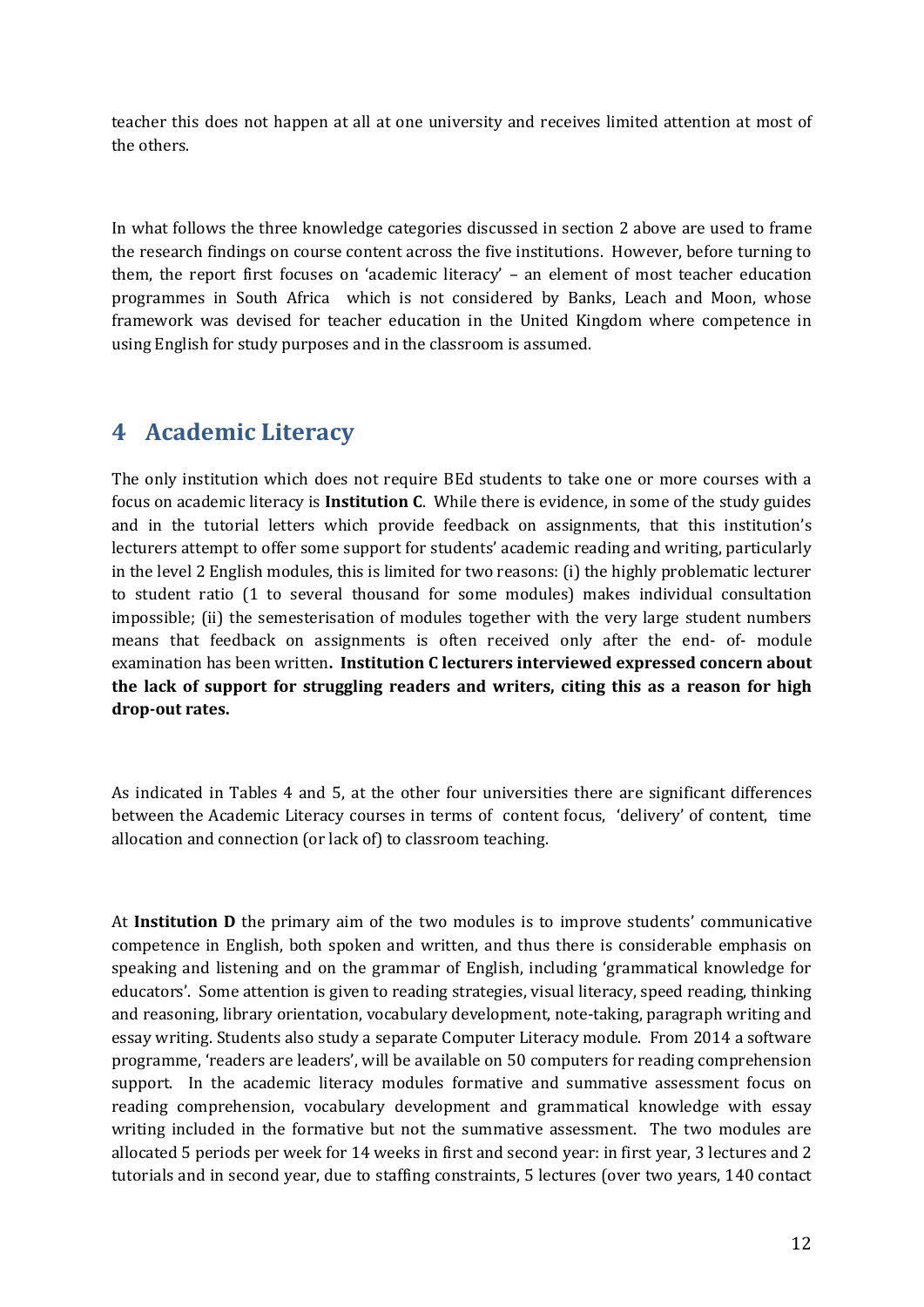teacher this does not happen at all at one university and receives limited attention at most of the others.

In what follows the three knowledge categories discussed in section 2 above are used to frame the research findings on course content across the five institutions. However, before turning to them, the report first focuses on 'academic literacy' – an element of most teacher education programmes in South Africa which is not considered by Banks, Leach and Moon, whose framework was devised for teacher education in the United Kingdom where competence in using English for study purposes and in the classroom is assumed.

## 4 Academic Literacy

The only institution which does not require BEd students to take one or more courses with a focus on academic literacy is **Institution C**. While there is evidence, in some of the study guides and in the tutorial letters which provide feedback on assignments, that this institution's lecturers attempt to offer some support for students' academic reading and writing, particularly in the level 2 English modules, this is limited for two reasons: (i) the highly problematic lecturer to student ratio (1 to several thousand for some modules) makes individual consultation impossible; (ii) the semesterisation of modules together with the very large student numbers means that feedback on assignments is often received only after the end- of- module examination has been written**. Institution C lecturers interviewed expressed concern about the lack of support for struggling readers and writers, citing this as a reason for high drop-out rates.**

As indicated in Tables 4 and 5, at the other four universities there are significant differences between the Academic Literacy courses in terms of content focus, 'delivery' of content, time allocation and connection (or lack of) to classroom teaching.

At **Institution D** the primary aim of the two modules is to improve students' communicative competence in English, both spoken and written, and thus there is considerable emphasis on speaking and listening and on the grammar of English, including 'grammatical knowledge for educators'. Some attention is given to reading strategies, visual literacy, speed reading, thinking and reasoning, library orientation, vocabulary development, note-taking, paragraph writing and essay writing. Students also study a separate Computer Literacy module. From 2014 a software programme, 'readers are leaders', will be available on 50 computers for reading comprehension support. In the academic literacy modules formative and summative assessment focus on reading comprehension, vocabulary development and grammatical knowledge with essay writing included in the formative but not the summative assessment. The two modules are allocated 5 periods per week for 14 weeks in first and second year: in first year, 3 lectures and 2 tutorials and in second year, due to staffing constraints, 5 lectures (over two years, 140 contact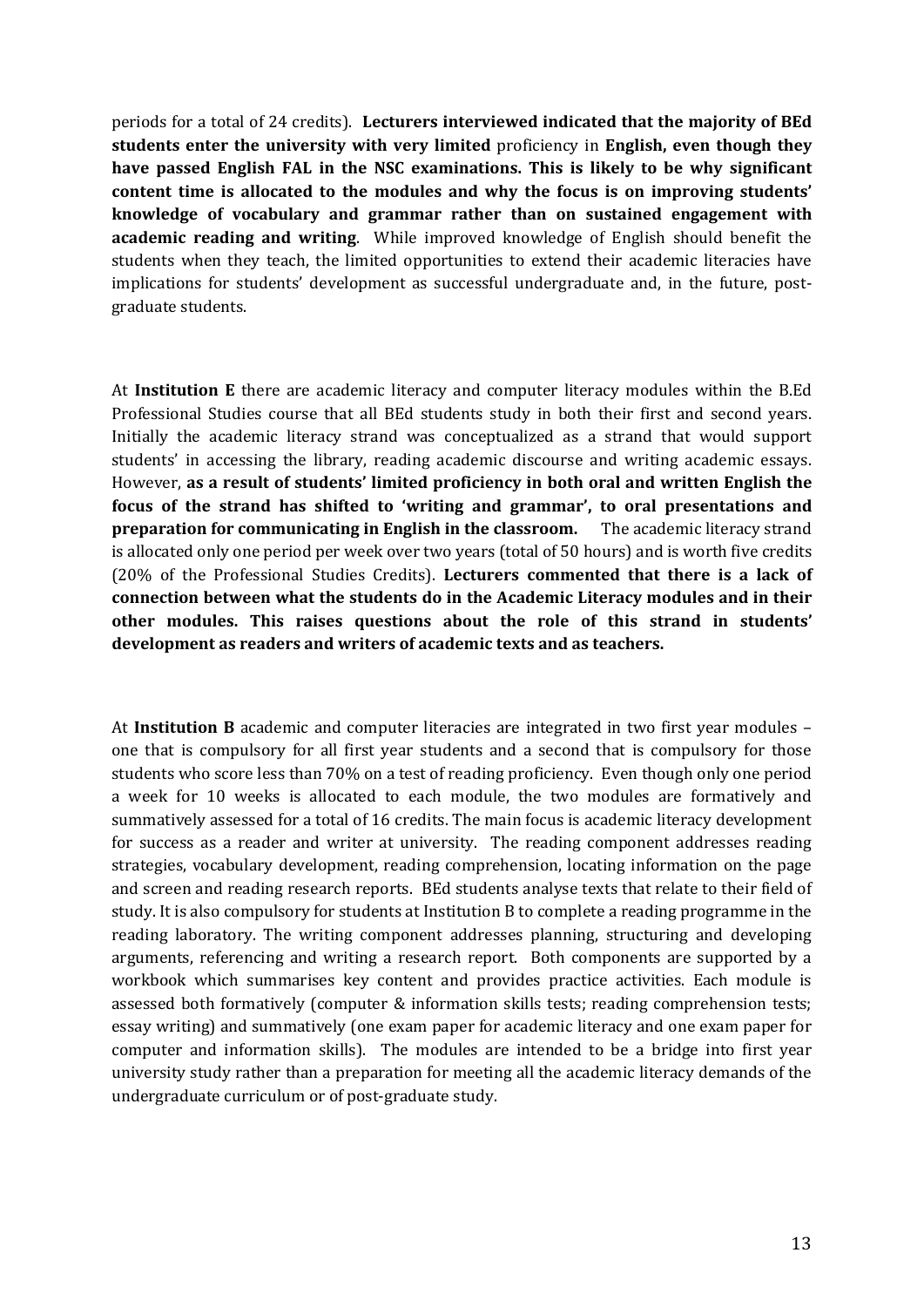periods for a total of 24 credits). **Lecturers interviewed indicated that the majority of BEd students enter the university with very limited** proficiency in **English, even though they have passed English FAL in the NSC examinations. This is likely to be why significant content time is allocated to the modules and why the focus is on improving students' knowledge of vocabulary and grammar rather than on sustained engagement with academic reading and writing**. While improved knowledge of English should benefit the students when they teach, the limited opportunities to extend their academic literacies have implications for students' development as successful undergraduate and, in the future, post-graduate students.

At **Institution E** there are academic literacy and computer literacy modules within the B.Ed Professional Studies course that all BEd students study in both their first and second years. Initially the academic literacy strand was conceptualized as a strand that would support students' in accessing the library, reading academic discourse and writing academic essays. However, **as a result of students' limited proficiency in both oral and written English the focus of the strand has shifted to 'writing and grammar', to oral presentations and preparation for communicating in English in the classroom.** The academic literacy strand is allocated only one period per week over two years (total of 50 hours) and is worth five credits (20% of the Professional Studies Credits). **Lecturers commented that there is a lack of connection between what the students do in the Academic Literacy modules and in their other modules. This raises questions about the role of this strand in students' development as readers and writers of academic texts and as teachers.**

At **Institution B** academic and computer literacies are integrated in two first year modules – one that is compulsory for all first year students and a second that is compulsory for those students who score less than 70% on a test of reading proficiency. Even though only one period a week for 10 weeks is allocated to each module, the two modules are formatively and summatively assessed for a total of 16 credits. The main focus is academic literacy development for success as a reader and writer at university. The reading component addresses reading strategies, vocabulary development, reading comprehension, locating information on the page and screen and reading research reports. BEd students analyse texts that relate to their field of study. It is also compulsory for students at Institution B to complete a reading programme in the reading laboratory. The writing component addresses planning, structuring and developing arguments, referencing and writing a research report. Both components are supported by a workbook which summarises key content and provides practice activities. Each module is assessed both formatively (computer & information skills tests; reading comprehension tests; essay writing) and summatively (one exam paper for academic literacy and one exam paper for computer and information skills). The modules are intended to be a bridge into first year university study rather than a preparation for meeting all the academic literacy demands of the undergraduate curriculum or of post-graduate study.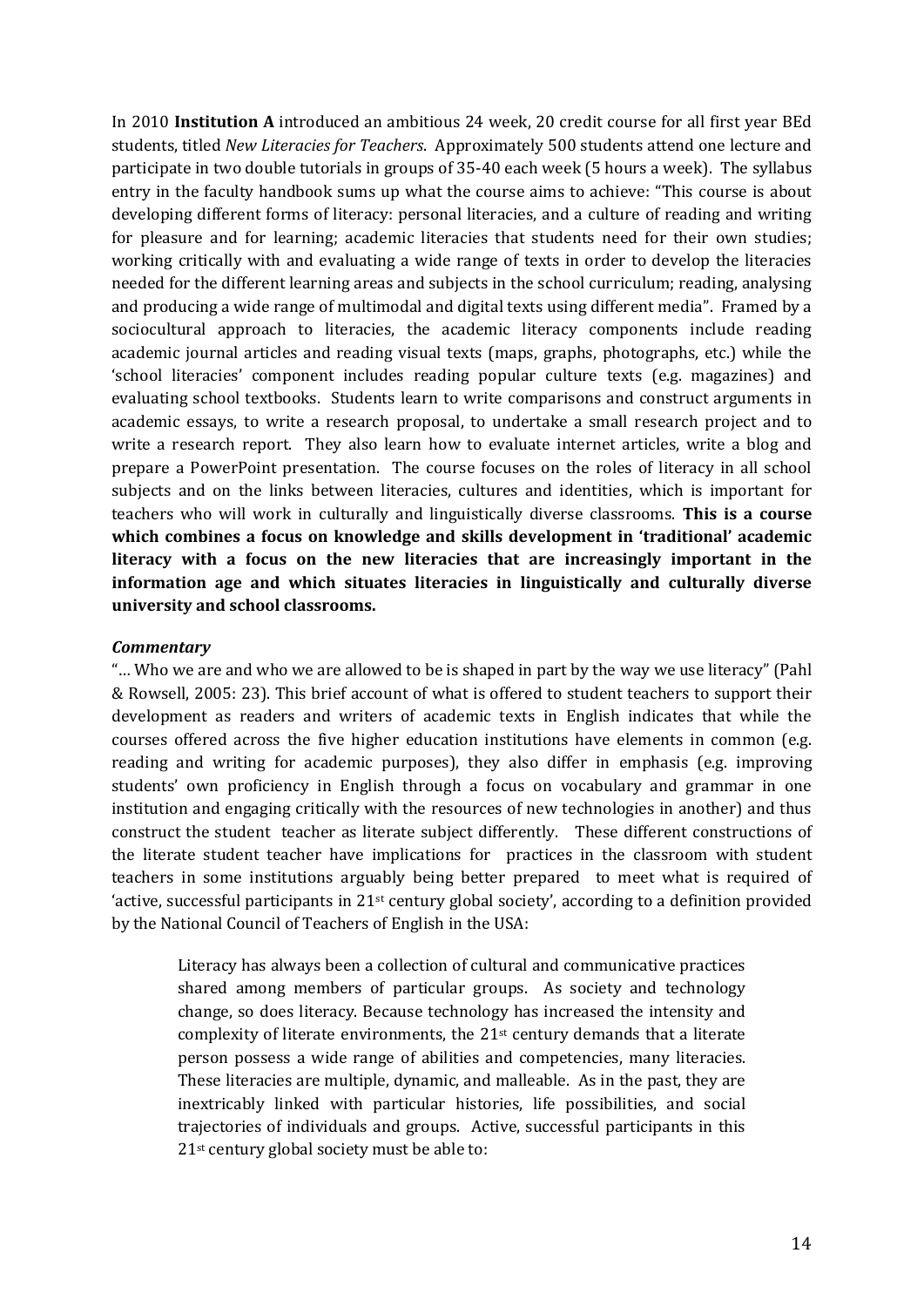In 2010 **Institution A** introduced an ambitious 24 week, 20 credit course for all first year BEd students, titled *New Literacies for Teachers*. Approximately 500 students attend one lecture and participate in two double tutorials in groups of 35-40 each week (5 hours a week). The syllabus entry in the faculty handbook sums up what the course aims to achieve: "This course is about developing different forms of literacy: personal literacies, and a culture of reading and writing for pleasure and for learning; academic literacies that students need for their own studies; working critically with and evaluating a wide range of texts in order to develop the literacies needed for the different learning areas and subjects in the school curriculum; reading, analysing and producing a wide range of multimodal and digital texts using different media". Framed by a sociocultural approach to literacies, the academic literacy components include reading academic journal articles and reading visual texts (maps, graphs, photographs, etc.) while the 'school literacies' component includes reading popular culture texts (e.g. magazines) and evaluating school textbooks. Students learn to write comparisons and construct arguments in academic essays, to write a research proposal, to undertake a small research project and to write a research report. They also learn how to evaluate internet articles, write a blog and prepare a PowerPoint presentation. The course focuses on the roles of literacy in all school subjects and on the links between literacies, cultures and identities, which is important for teachers who will work in culturally and linguistically diverse classrooms. **This is a course which combines a focus on knowledge and skills development in 'traditional' academic literacy with a focus on the new literacies that are increasingly important in the information age and which situates literacies in linguistically and culturally diverse university and school classrooms.**

***Commentary***

"… Who we are and who we are allowed to be is shaped in part by the way we use literacy" (Pahl & Rowsell, 2005: 23). This brief account of what is offered to student teachers to support their development as readers and writers of academic texts in English indicates that while the courses offered across the five higher education institutions have elements in common (e.g. reading and writing for academic purposes), they also differ in emphasis (e.g. improving students' own proficiency in English through a focus on vocabulary and grammar in one institution and engaging critically with the resources of new technologies in another) and thus construct the student teacher as literate subject differently. These different constructions of the literate student teacher have implications for practices in the classroom with student teachers in some institutions arguably being better prepared to meet what is required of 'active, successful participants in 21st century global society', according to a definition provided by the National Council of Teachers of English in the USA:

> Literacy has always been a collection of cultural and communicative practices shared among members of particular groups. As society and technology change, so does literacy. Because technology has increased the intensity and complexity of literate environments, the 21st century demands that a literate person possess a wide range of abilities and competencies, many literacies. These literacies are multiple, dynamic, and malleable. As in the past, they are inextricably linked with particular histories, life possibilities, and social trajectories of individuals and groups. Active, successful participants in this 21st century global society must be able to: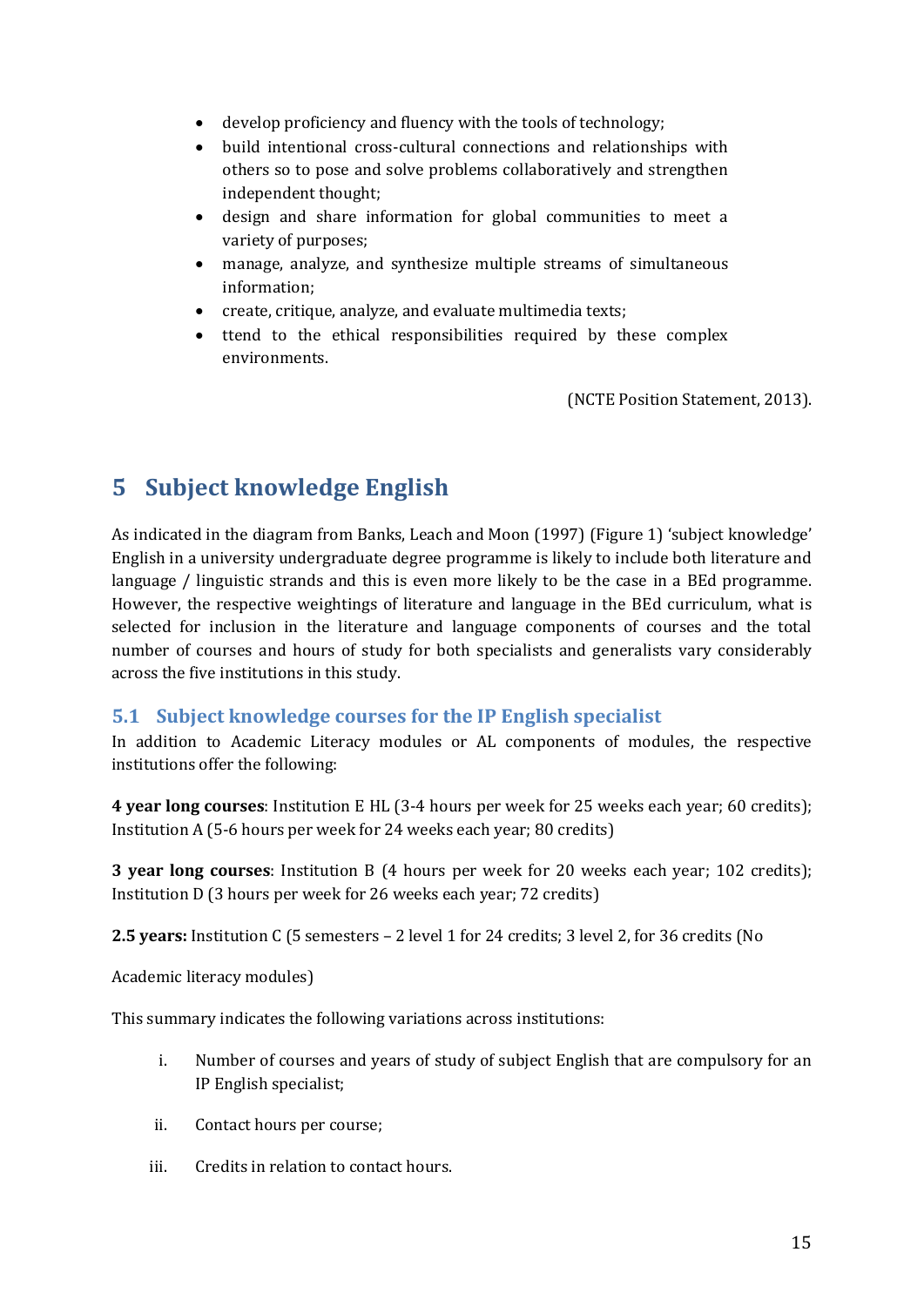- develop proficiency and fluency with the tools of technology;
- build intentional cross-cultural connections and relationships with others so to pose and solve problems collaboratively and strengthen independent thought;
- design and share information for global communities to meet a variety of purposes;
- manage, analyze, and synthesize multiple streams of simultaneous information;
- create, critique, analyze, and evaluate multimedia texts;
- ttend to the ethical responsibilities required by these complex environments.

(NCTE Position Statement, 2013).

# 5 Subject knowledge English

As indicated in the diagram from Banks, Leach and Moon (1997) (Figure 1) 'subject knowledge' English in a university undergraduate degree programme is likely to include both literature and language / linguistic strands and this is even more likely to be the case in a BEd programme. However, the respective weightings of literature and language in the BEd curriculum, what is selected for inclusion in the literature and language components of courses and the total number of courses and hours of study for both specialists and generalists vary considerably across the five institutions in this study.

## 5.1 Subject knowledge courses for the IP English specialist

In addition to Academic Literacy modules or AL components of modules, the respective institutions offer the following:

**4 year long courses**: Institution E HL (3-4 hours per week for 25 weeks each year; 60 credits); Institution A (5-6 hours per week for 24 weeks each year; 80 credits)

**3 year long courses**: Institution B (4 hours per week for 20 weeks each year; 102 credits); Institution D (3 hours per week for 26 weeks each year; 72 credits)

**2.5 years:** Institution C (5 semesters – 2 level 1 for 24 credits; 3 level 2, for 36 credits (No

Academic literacy modules)

This summary indicates the following variations across institutions:

i. Number of courses and years of study of subject English that are compulsory for an IP English specialist;

ii. Contact hours per course;

iii. Credits in relation to contact hours.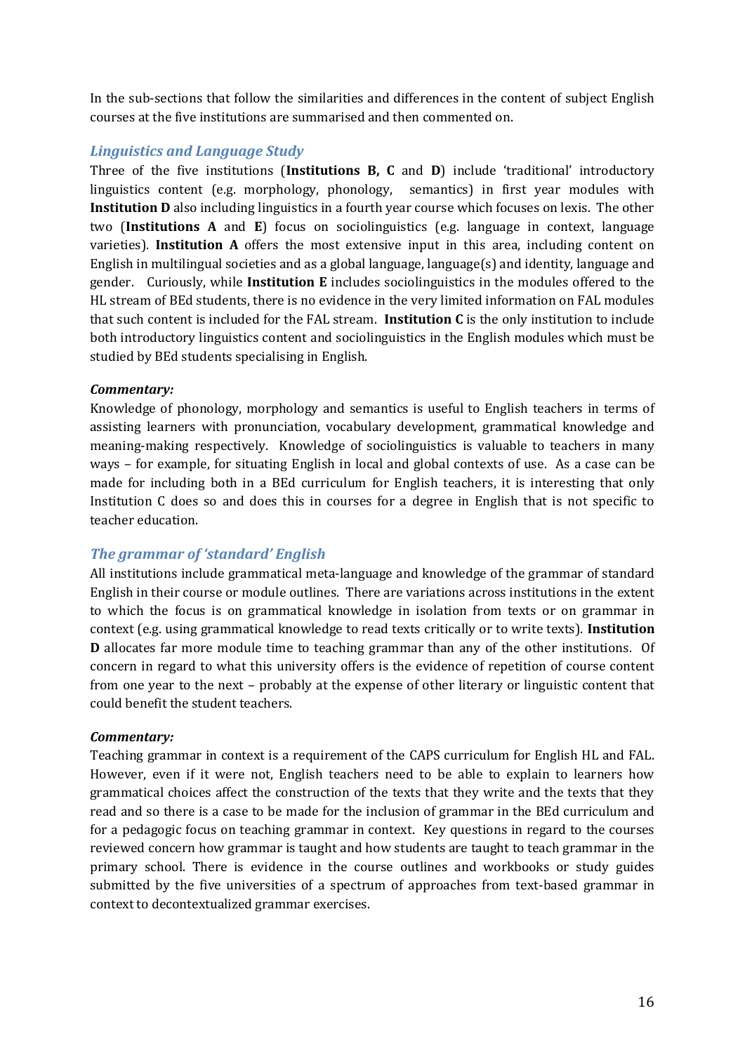In the sub-sections that follow the similarities and differences in the content of subject English courses at the five institutions are summarised and then commented on.

### *Linguistics and Language Study*

Three of the five institutions (**Institutions B, C** and **D**) include 'traditional' introductory linguistics content (e.g. morphology, phonology, semantics) in first year modules with **Institution D** also including linguistics in a fourth year course which focuses on lexis. The other two (**Institutions A** and **E**) focus on sociolinguistics (e.g. language in context, language varieties). **Institution A** offers the most extensive input in this area, including content on English in multilingual societies and as a global language, language(s) and identity, language and gender. Curiously, while **Institution E** includes sociolinguistics in the modules offered to the HL stream of BEd students, there is no evidence in the very limited information on FAL modules that such content is included for the FAL stream. **Institution C** is the only institution to include both introductory linguistics content and sociolinguistics in the English modules which must be studied by BEd students specialising in English.

***Commentary:***

Knowledge of phonology, morphology and semantics is useful to English teachers in terms of assisting learners with pronunciation, vocabulary development, grammatical knowledge and meaning-making respectively. Knowledge of sociolinguistics is valuable to teachers in many ways – for example, for situating English in local and global contexts of use. As a case can be made for including both in a BEd curriculum for English teachers, it is interesting that only Institution C does so and does this in courses for a degree in English that is not specific to teacher education.

### *The grammar of 'standard' English*

All institutions include grammatical meta-language and knowledge of the grammar of standard English in their course or module outlines. There are variations across institutions in the extent to which the focus is on grammatical knowledge in isolation from texts or on grammar in context (e.g. using grammatical knowledge to read texts critically or to write texts). **Institution D** allocates far more module time to teaching grammar than any of the other institutions. Of concern in regard to what this university offers is the evidence of repetition of course content from one year to the next – probably at the expense of other literary or linguistic content that could benefit the student teachers.

***Commentary:***

Teaching grammar in context is a requirement of the CAPS curriculum for English HL and FAL. However, even if it were not, English teachers need to be able to explain to learners how grammatical choices affect the construction of the texts that they write and the texts that they read and so there is a case to be made for the inclusion of grammar in the BEd curriculum and for a pedagogic focus on teaching grammar in context. Key questions in regard to the courses reviewed concern how grammar is taught and how students are taught to teach grammar in the primary school. There is evidence in the course outlines and workbooks or study guides submitted by the five universities of a spectrum of approaches from text-based grammar in context to decontextualized grammar exercises.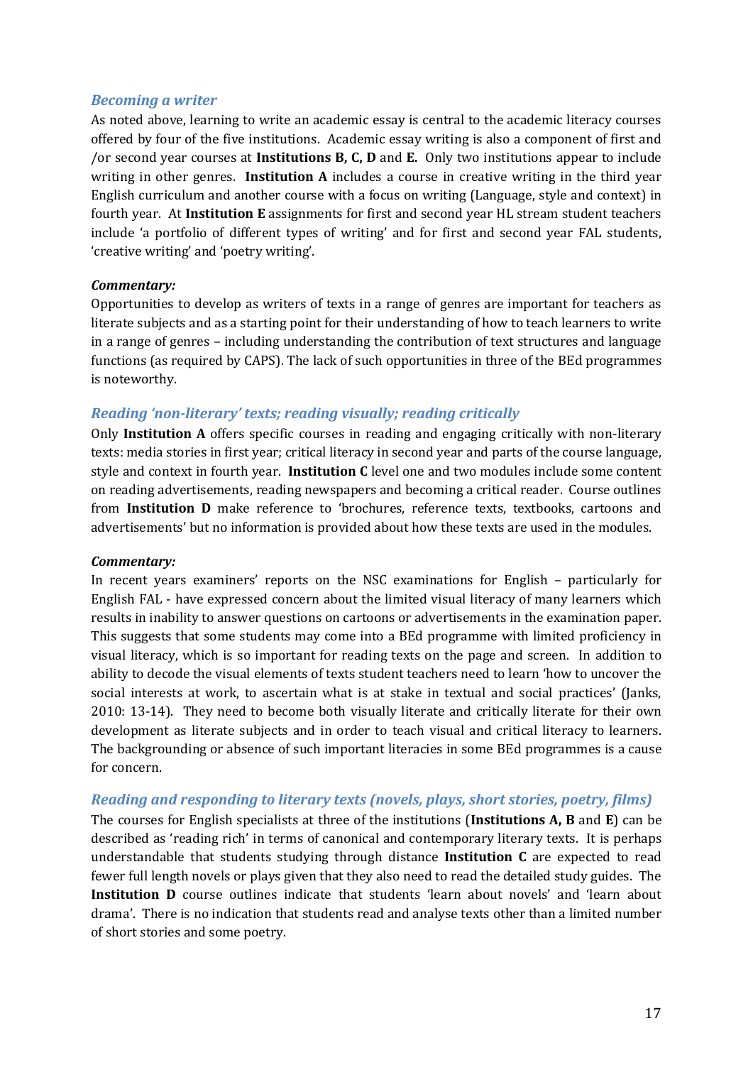### *Becoming a writer*

As noted above, learning to write an academic essay is central to the academic literacy courses offered by four of the five institutions. Academic essay writing is also a component of first and /or second year courses at **Institutions B, C, D** and **E.** Only two institutions appear to include writing in other genres. **Institution A** includes a course in creative writing in the third year English curriculum and another course with a focus on writing (Language, style and context) in fourth year. At **Institution E** assignments for first and second year HL stream student teachers include 'a portfolio of different types of writing' and for first and second year FAL students, 'creative writing' and 'poetry writing'.

***Commentary:***

Opportunities to develop as writers of texts in a range of genres are important for teachers as literate subjects and as a starting point for their understanding of how to teach learners to write in a range of genres – including understanding the contribution of text structures and language functions (as required by CAPS). The lack of such opportunities in three of the BEd programmes is noteworthy.

### *Reading 'non-literary' texts; reading visually; reading critically*

Only **Institution A** offers specific courses in reading and engaging critically with non-literary texts: media stories in first year; critical literacy in second year and parts of the course language, style and context in fourth year. **Institution C** level one and two modules include some content on reading advertisements, reading newspapers and becoming a critical reader. Course outlines from **Institution D** make reference to 'brochures, reference texts, textbooks, cartoons and advertisements' but no information is provided about how these texts are used in the modules.

***Commentary:***

In recent years examiners' reports on the NSC examinations for English – particularly for English FAL - have expressed concern about the limited visual literacy of many learners which results in inability to answer questions on cartoons or advertisements in the examination paper. This suggests that some students may come into a BEd programme with limited proficiency in visual literacy, which is so important for reading texts on the page and screen. In addition to ability to decode the visual elements of texts student teachers need to learn 'how to uncover the social interests at work, to ascertain what is at stake in textual and social practices' (Janks, 2010: 13-14). They need to become both visually literate and critically literate for their own development as literate subjects and in order to teach visual and critical literacy to learners. The backgrounding or absence of such important literacies in some BEd programmes is a cause for concern.

### *Reading and responding to literary texts (novels, plays, short stories, poetry, films)*

The courses for English specialists at three of the institutions (**Institutions A, B** and **E**) can be described as 'reading rich' in terms of canonical and contemporary literary texts. It is perhaps understandable that students studying through distance **Institution C** are expected to read fewer full length novels or plays given that they also need to read the detailed study guides. The **Institution D** course outlines indicate that students 'learn about novels' and 'learn about drama'. There is no indication that students read and analyse texts other than a limited number of short stories and some poetry.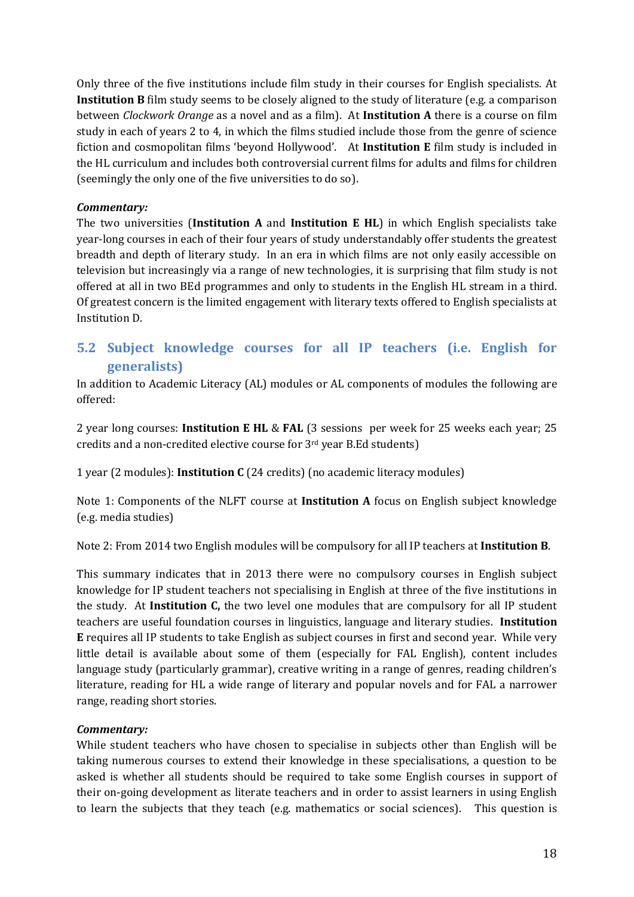Only three of the five institutions include film study in their courses for English specialists. At **Institution B** film study seems to be closely aligned to the study of literature (e.g. a comparison between *Clockwork Orange* as a novel and as a film). At **Institution A** there is a course on film study in each of years 2 to 4, in which the films studied include those from the genre of science fiction and cosmopolitan films 'beyond Hollywood'. At **Institution E** film study is included in the HL curriculum and includes both controversial current films for adults and films for children (seemingly the only one of the five universities to do so).

***Commentary:***

The two universities (**Institution A** and **Institution E HL**) in which English specialists take year-long courses in each of their four years of study understandably offer students the greatest breadth and depth of literary study. In an era in which films are not only easily accessible on television but increasingly via a range of new technologies, it is surprising that film study is not offered at all in two BEd programmes and only to students in the English HL stream in a third. Of greatest concern is the limited engagement with literary texts offered to English specialists at Institution D.

## 5.2 Subject knowledge courses for all IP teachers (i.e. English for generalists)

In addition to Academic Literacy (AL) modules or AL components of modules the following are offered:

2 year long courses: **Institution E HL** & **FAL** (3 sessions per week for 25 weeks each year; 25 credits and a non-credited elective course for 3rd year B.Ed students)

1 year (2 modules): **Institution C** (24 credits) (no academic literacy modules)

Note 1: Components of the NLFT course at **Institution A** focus on English subject knowledge (e.g. media studies)

Note 2: From 2014 two English modules will be compulsory for all IP teachers at **Institution B**.

This summary indicates that in 2013 there were no compulsory courses in English subject knowledge for IP student teachers not specialising in English at three of the five institutions in the study. At **Institution C,** the two level one modules that are compulsory for all IP student teachers are useful foundation courses in linguistics, language and literary studies. **Institution E** requires all IP students to take English as subject courses in first and second year. While very little detail is available about some of them (especially for FAL English), content includes language study (particularly grammar), creative writing in a range of genres, reading children's literature, reading for HL a wide range of literary and popular novels and for FAL a narrower range, reading short stories.

***Commentary:***

While student teachers who have chosen to specialise in subjects other than English will be taking numerous courses to extend their knowledge in these specialisations, a question to be asked is whether all students should be required to take some English courses in support of their on-going development as literate teachers and in order to assist learners in using English to learn the subjects that they teach (e.g. mathematics or social sciences). This question is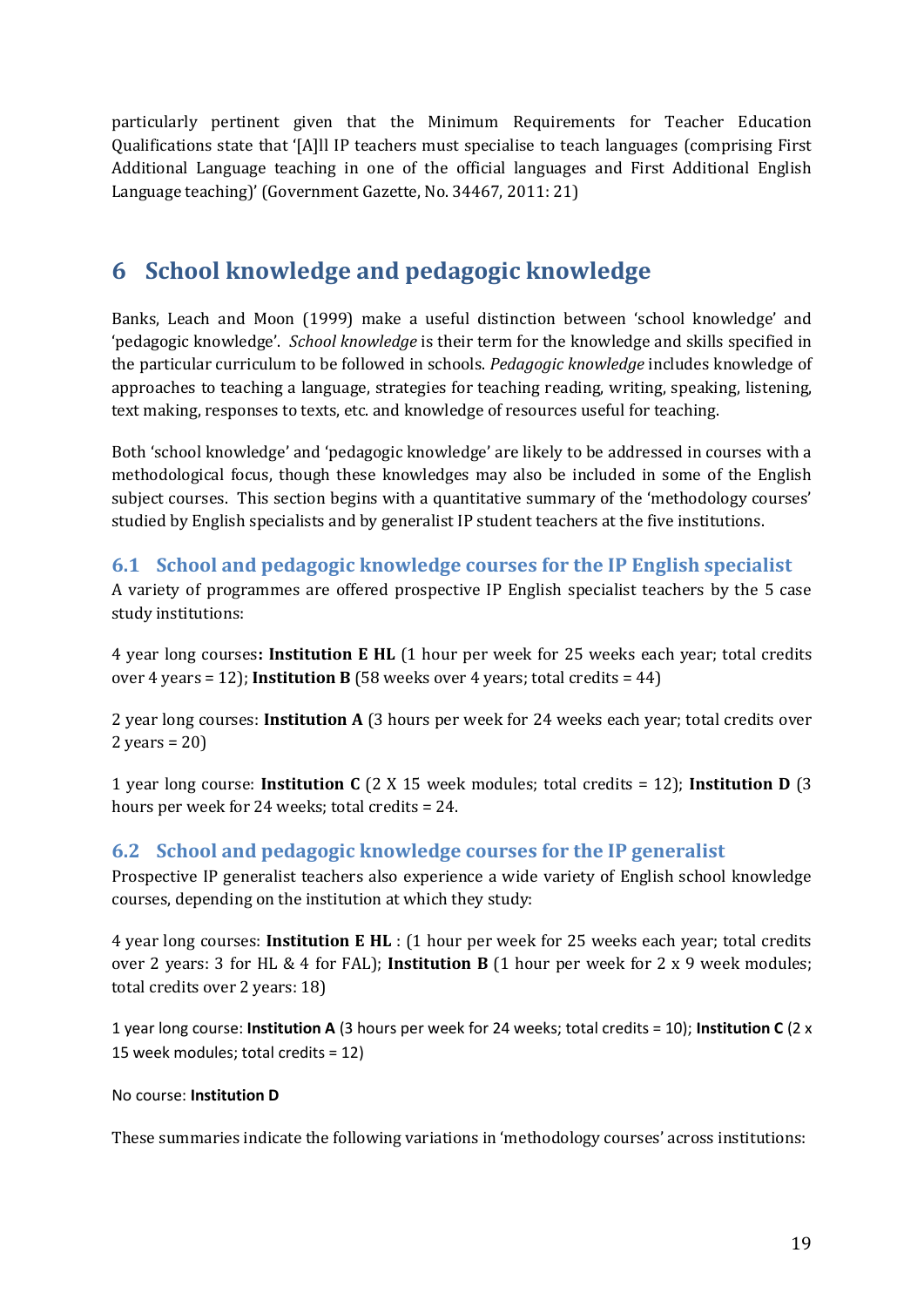particularly pertinent given that the Minimum Requirements for Teacher Education Qualifications state that '[A]ll IP teachers must specialise to teach languages (comprising First Additional Language teaching in one of the official languages and First Additional English Language teaching)' (Government Gazette, No. 34467, 2011: 21)

# 6 School knowledge and pedagogic knowledge

Banks, Leach and Moon (1999) make a useful distinction between 'school knowledge' and 'pedagogic knowledge'. *School knowledge* is their term for the knowledge and skills specified in the particular curriculum to be followed in schools. *Pedagogic knowledge* includes knowledge of approaches to teaching a language, strategies for teaching reading, writing, speaking, listening, text making, responses to texts, etc. and knowledge of resources useful for teaching.

Both 'school knowledge' and 'pedagogic knowledge' are likely to be addressed in courses with a methodological focus, though these knowledges may also be included in some of the English subject courses. This section begins with a quantitative summary of the 'methodology courses' studied by English specialists and by generalist IP student teachers at the five institutions.

## 6.1 School and pedagogic knowledge courses for the IP English specialist

A variety of programmes are offered prospective IP English specialist teachers by the 5 case study institutions:

4 year long courses**: Institution E HL** (1 hour per week for 25 weeks each year; total credits over 4 years = 12); **Institution B** (58 weeks over 4 years; total credits = 44)

2 year long courses: **Institution A** (3 hours per week for 24 weeks each year; total credits over 2 years = 20)

1 year long course: **Institution C** (2 X 15 week modules; total credits = 12); **Institution D** (3 hours per week for 24 weeks; total credits = 24.

## 6.2 School and pedagogic knowledge courses for the IP generalist

Prospective IP generalist teachers also experience a wide variety of English school knowledge courses, depending on the institution at which they study:

4 year long courses: **Institution E HL** : (1 hour per week for 25 weeks each year; total credits over 2 years: 3 for HL & 4 for FAL); **Institution B** (1 hour per week for 2 x 9 week modules; total credits over 2 years: 18)

1 year long course: **Institution A** (3 hours per week for 24 weeks; total credits = 10); **Institution C** (2 x 15 week modules; total credits = 12)

No course: **Institution D**

These summaries indicate the following variations in 'methodology courses' across institutions: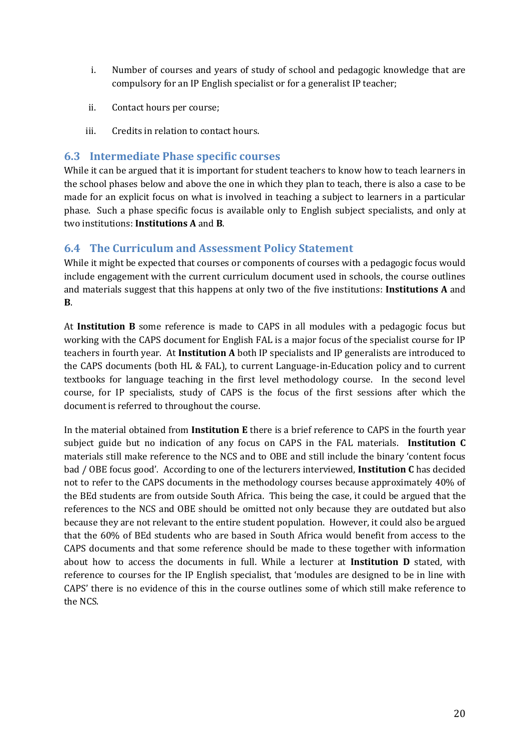i. Number of courses and years of study of school and pedagogic knowledge that are compulsory for an IP English specialist or for a generalist IP teacher;

ii. Contact hours per course;

iii. Credits in relation to contact hours.

### 6.3 Intermediate Phase specific courses

While it can be argued that it is important for student teachers to know how to teach learners in the school phases below and above the one in which they plan to teach, there is also a case to be made for an explicit focus on what is involved in teaching a subject to learners in a particular phase. Such a phase specific focus is available only to English subject specialists, and only at two institutions: **Institutions A** and **B**.

### 6.4 The Curriculum and Assessment Policy Statement

While it might be expected that courses or components of courses with a pedagogic focus would include engagement with the current curriculum document used in schools, the course outlines and materials suggest that this happens at only two of the five institutions: **Institutions A** and **B**.

At **Institution B** some reference is made to CAPS in all modules with a pedagogic focus but working with the CAPS document for English FAL is a major focus of the specialist course for IP teachers in fourth year. At **Institution A** both IP specialists and IP generalists are introduced to the CAPS documents (both HL & FAL), to current Language-in-Education policy and to current textbooks for language teaching in the first level methodology course. In the second level course, for IP specialists, study of CAPS is the focus of the first sessions after which the document is referred to throughout the course.

In the material obtained from **Institution E** there is a brief reference to CAPS in the fourth year subject guide but no indication of any focus on CAPS in the FAL materials. **Institution C** materials still make reference to the NCS and to OBE and still include the binary 'content focus bad / OBE focus good'. According to one of the lecturers interviewed, **Institution C** has decided not to refer to the CAPS documents in the methodology courses because approximately 40% of the BEd students are from outside South Africa. This being the case, it could be argued that the references to the NCS and OBE should be omitted not only because they are outdated but also because they are not relevant to the entire student population. However, it could also be argued that the 60% of BEd students who are based in South Africa would benefit from access to the CAPS documents and that some reference should be made to these together with information about how to access the documents in full. While a lecturer at **Institution D** stated, with reference to courses for the IP English specialist, that 'modules are designed to be in line with CAPS' there is no evidence of this in the course outlines some of which still make reference to the NCS.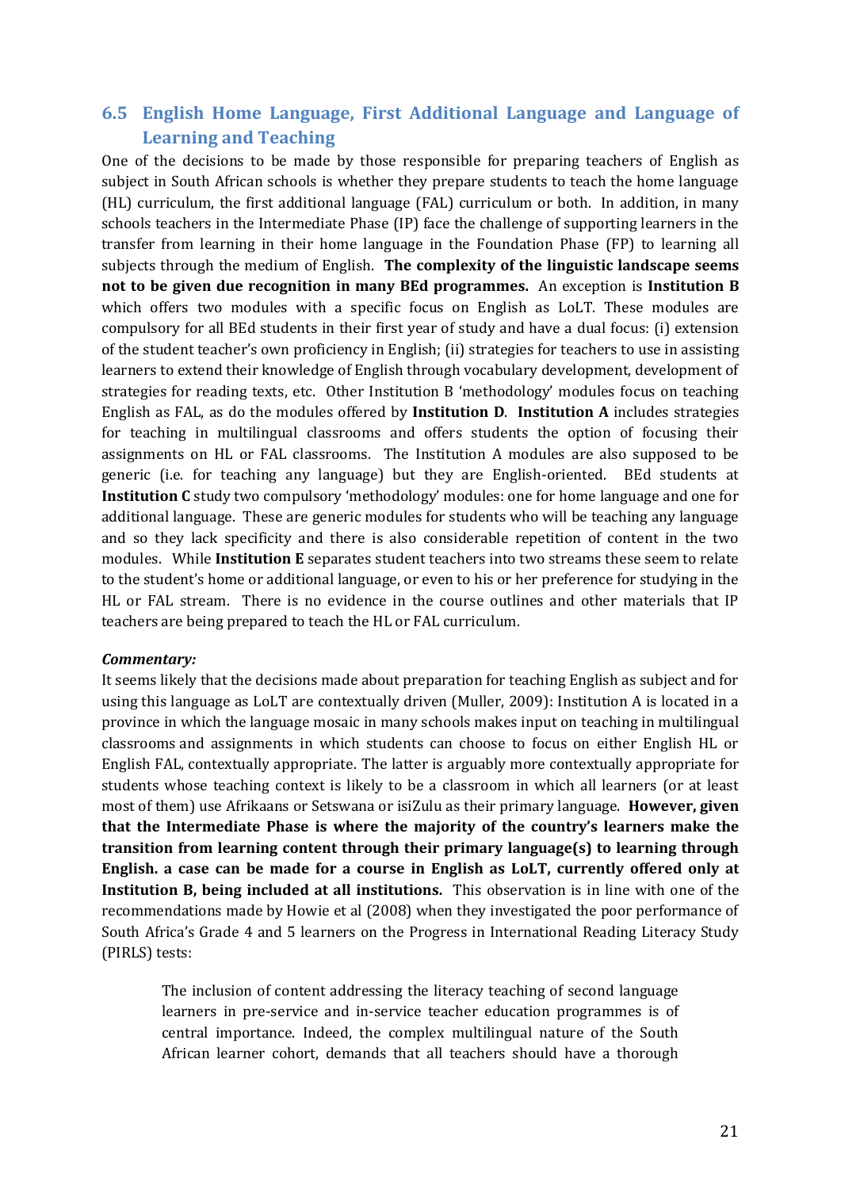## 6.5 English Home Language, First Additional Language and Language of Learning and Teaching

One of the decisions to be made by those responsible for preparing teachers of English as subject in South African schools is whether they prepare students to teach the home language (HL) curriculum, the first additional language (FAL) curriculum or both. In addition, in many schools teachers in the Intermediate Phase (IP) face the challenge of supporting learners in the transfer from learning in their home language in the Foundation Phase (FP) to learning all subjects through the medium of English. **The complexity of the linguistic landscape seems not to be given due recognition in many BEd programmes.** An exception is **Institution B** which offers two modules with a specific focus on English as LoLT. These modules are compulsory for all BEd students in their first year of study and have a dual focus: (i) extension of the student teacher's own proficiency in English; (ii) strategies for teachers to use in assisting learners to extend their knowledge of English through vocabulary development, development of strategies for reading texts, etc. Other Institution B 'methodology' modules focus on teaching English as FAL, as do the modules offered by **Institution D**. **Institution A** includes strategies for teaching in multilingual classrooms and offers students the option of focusing their assignments on HL or FAL classrooms. The Institution A modules are also supposed to be generic (i.e. for teaching any language) but they are English-oriented. BEd students at **Institution C** study two compulsory 'methodology' modules: one for home language and one for additional language. These are generic modules for students who will be teaching any language and so they lack specificity and there is also considerable repetition of content in the two modules. While **Institution E** separates student teachers into two streams these seem to relate to the student's home or additional language, or even to his or her preference for studying in the HL or FAL stream. There is no evidence in the course outlines and other materials that IP teachers are being prepared to teach the HL or FAL curriculum.

***Commentary:***

It seems likely that the decisions made about preparation for teaching English as subject and for using this language as LoLT are contextually driven (Muller, 2009): Institution A is located in a province in which the language mosaic in many schools makes input on teaching in multilingual classrooms and assignments in which students can choose to focus on either English HL or English FAL, contextually appropriate. The latter is arguably more contextually appropriate for students whose teaching context is likely to be a classroom in which all learners (or at least most of them) use Afrikaans or Setswana or isiZulu as their primary language. **However, given that the Intermediate Phase is where the majority of the country's learners make the transition from learning content through their primary language(s) to learning through English. a case can be made for a course in English as LoLT, currently offered only at Institution B, being included at all institutions.** This observation is in line with one of the recommendations made by Howie et al (2008) when they investigated the poor performance of South Africa's Grade 4 and 5 learners on the Progress in International Reading Literacy Study (PIRLS) tests:

> The inclusion of content addressing the literacy teaching of second language learners in pre-service and in-service teacher education programmes is of central importance. Indeed, the complex multilingual nature of the South African learner cohort, demands that all teachers should have a thorough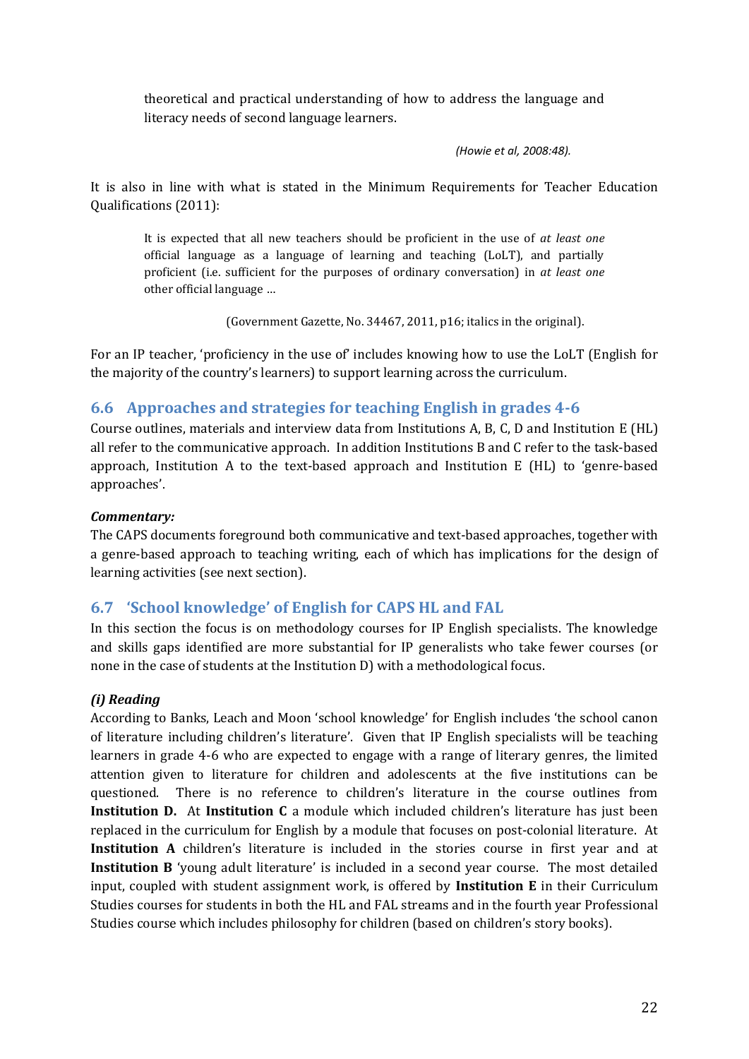> theoretical and practical understanding of how to address the language and literacy needs of second language learners.
>
> *(Howie et al, 2008:48).*

It is also in line with what is stated in the Minimum Requirements for Teacher Education Qualifications (2011):

> It is expected that all new teachers should be proficient in the use of *at least one* official language as a language of learning and teaching (LoLT), and partially proficient (i.e. sufficient for the purposes of ordinary conversation) in *at least one* other official language …
>
> (Government Gazette, No. 34467, 2011, p16; italics in the original).

For an IP teacher, 'proficiency in the use of' includes knowing how to use the LoLT (English for the majority of the country's learners) to support learning across the curriculum.

## 6.6 Approaches and strategies for teaching English in grades 4-6

Course outlines, materials and interview data from Institutions A, B, C, D and Institution E (HL) all refer to the communicative approach. In addition Institutions B and C refer to the task-based approach, Institution A to the text-based approach and Institution E (HL) to 'genre-based approaches'.

***Commentary:***

The CAPS documents foreground both communicative and text-based approaches, together with a genre-based approach to teaching writing, each of which has implications for the design of learning activities (see next section).

## 6.7 'School knowledge' of English for CAPS HL and FAL

In this section the focus is on methodology courses for IP English specialists. The knowledge and skills gaps identified are more substantial for IP generalists who take fewer courses (or none in the case of students at the Institution D) with a methodological focus.

***(i) Reading***

According to Banks, Leach and Moon 'school knowledge' for English includes 'the school canon of literature including children's literature'. Given that IP English specialists will be teaching learners in grade 4-6 who are expected to engage with a range of literary genres, the limited attention given to literature for children and adolescents at the five institutions can be questioned. There is no reference to children's literature in the course outlines from **Institution D.** At **Institution C** a module which included children's literature has just been replaced in the curriculum for English by a module that focuses on post-colonial literature. At **Institution A** children's literature is included in the stories course in first year and at **Institution B** 'young adult literature' is included in a second year course. The most detailed input, coupled with student assignment work, is offered by **Institution E** in their Curriculum Studies courses for students in both the HL and FAL streams and in the fourth year Professional Studies course which includes philosophy for children (based on children's story books).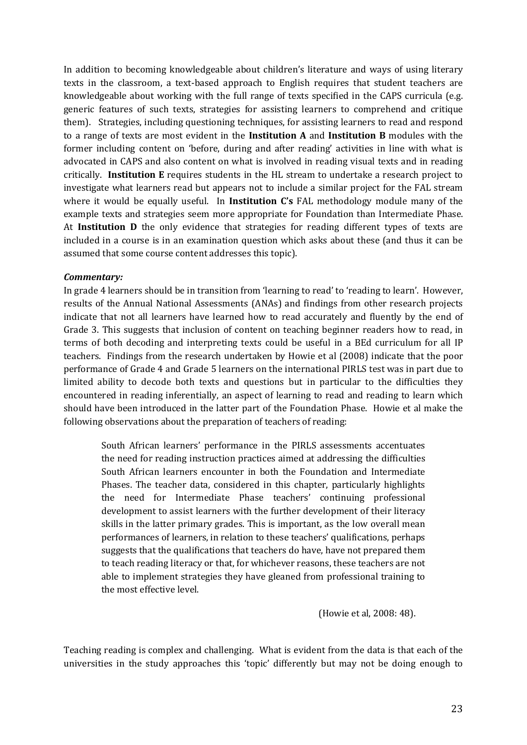In addition to becoming knowledgeable about children's literature and ways of using literary texts in the classroom, a text-based approach to English requires that student teachers are knowledgeable about working with the full range of texts specified in the CAPS curricula (e.g. generic features of such texts, strategies for assisting learners to comprehend and critique them). Strategies, including questioning techniques, for assisting learners to read and respond to a range of texts are most evident in the **Institution A** and **Institution B** modules with the former including content on 'before, during and after reading' activities in line with what is advocated in CAPS and also content on what is involved in reading visual texts and in reading critically. **Institution E** requires students in the HL stream to undertake a research project to investigate what learners read but appears not to include a similar project for the FAL stream where it would be equally useful. In **Institution C's** FAL methodology module many of the example texts and strategies seem more appropriate for Foundation than Intermediate Phase. At **Institution D** the only evidence that strategies for reading different types of texts are included in a course is in an examination question which asks about these (and thus it can be assumed that some course content addresses this topic).

***Commentary:***

In grade 4 learners should be in transition from 'learning to read' to 'reading to learn'. However, results of the Annual National Assessments (ANAs) and findings from other research projects indicate that not all learners have learned how to read accurately and fluently by the end of Grade 3. This suggests that inclusion of content on teaching beginner readers how to read, in terms of both decoding and interpreting texts could be useful in a BEd curriculum for all IP teachers. Findings from the research undertaken by Howie et al (2008) indicate that the poor performance of Grade 4 and Grade 5 learners on the international PIRLS test was in part due to limited ability to decode both texts and questions but in particular to the difficulties they encountered in reading inferentially, an aspect of learning to read and reading to learn which should have been introduced in the latter part of the Foundation Phase. Howie et al make the following observations about the preparation of teachers of reading:

> South African learners' performance in the PIRLS assessments accentuates the need for reading instruction practices aimed at addressing the difficulties South African learners encounter in both the Foundation and Intermediate Phases. The teacher data, considered in this chapter, particularly highlights the need for Intermediate Phase teachers' continuing professional development to assist learners with the further development of their literacy skills in the latter primary grades. This is important, as the low overall mean performances of learners, in relation to these teachers' qualifications, perhaps suggests that the qualifications that teachers do have, have not prepared them to teach reading literacy or that, for whichever reasons, these teachers are not able to implement strategies they have gleaned from professional training to the most effective level.
>
> (Howie et al, 2008: 48).

Teaching reading is complex and challenging. What is evident from the data is that each of the universities in the study approaches this 'topic' differently but may not be doing enough to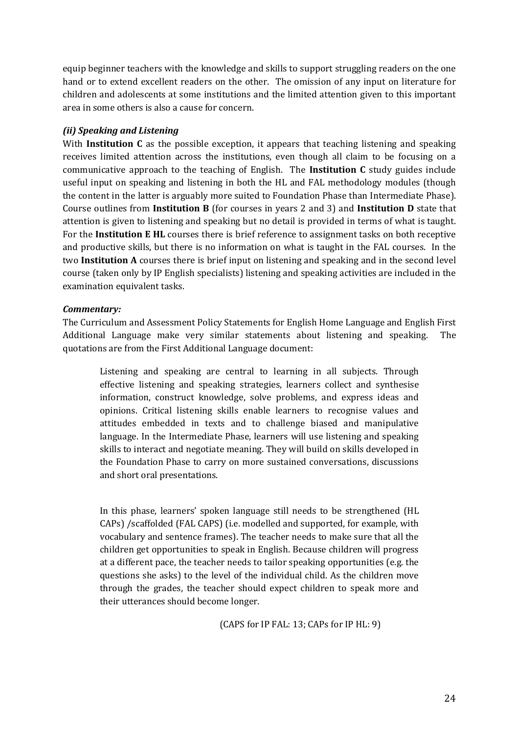equip beginner teachers with the knowledge and skills to support struggling readers on the one hand or to extend excellent readers on the other. The omission of any input on literature for children and adolescents at some institutions and the limited attention given to this important area in some others is also a cause for concern.

### *(ii) Speaking and Listening*

With **Institution C** as the possible exception, it appears that teaching listening and speaking receives limited attention across the institutions, even though all claim to be focusing on a communicative approach to the teaching of English. The **Institution C** study guides include useful input on speaking and listening in both the HL and FAL methodology modules (though the content in the latter is arguably more suited to Foundation Phase than Intermediate Phase). Course outlines from **Institution B** (for courses in years 2 and 3) and **Institution D** state that attention is given to listening and speaking but no detail is provided in terms of what is taught. For the **Institution E HL** courses there is brief reference to assignment tasks on both receptive and productive skills, but there is no information on what is taught in the FAL courses. In the two **Institution A** courses there is brief input on listening and speaking and in the second level course (taken only by IP English specialists) listening and speaking activities are included in the examination equivalent tasks.

### *Commentary:*

The Curriculum and Assessment Policy Statements for English Home Language and English First Additional Language make very similar statements about listening and speaking. The quotations are from the First Additional Language document:

> Listening and speaking are central to learning in all subjects. Through effective listening and speaking strategies, learners collect and synthesise information, construct knowledge, solve problems, and express ideas and opinions. Critical listening skills enable learners to recognise values and attitudes embedded in texts and to challenge biased and manipulative language. In the Intermediate Phase, learners will use listening and speaking skills to interact and negotiate meaning. They will build on skills developed in the Foundation Phase to carry on more sustained conversations, discussions and short oral presentations.
>
> In this phase, learners' spoken language still needs to be strengthened (HL CAPs) /scaffolded (FAL CAPS) (i.e. modelled and supported, for example, with vocabulary and sentence frames). The teacher needs to make sure that all the children get opportunities to speak in English. Because children will progress at a different pace, the teacher needs to tailor speaking opportunities (e.g. the questions she asks) to the level of the individual child. As the children move through the grades, the teacher should expect children to speak more and their utterances should become longer.
>
> (CAPS for IP FAL: 13; CAPs for IP HL: 9)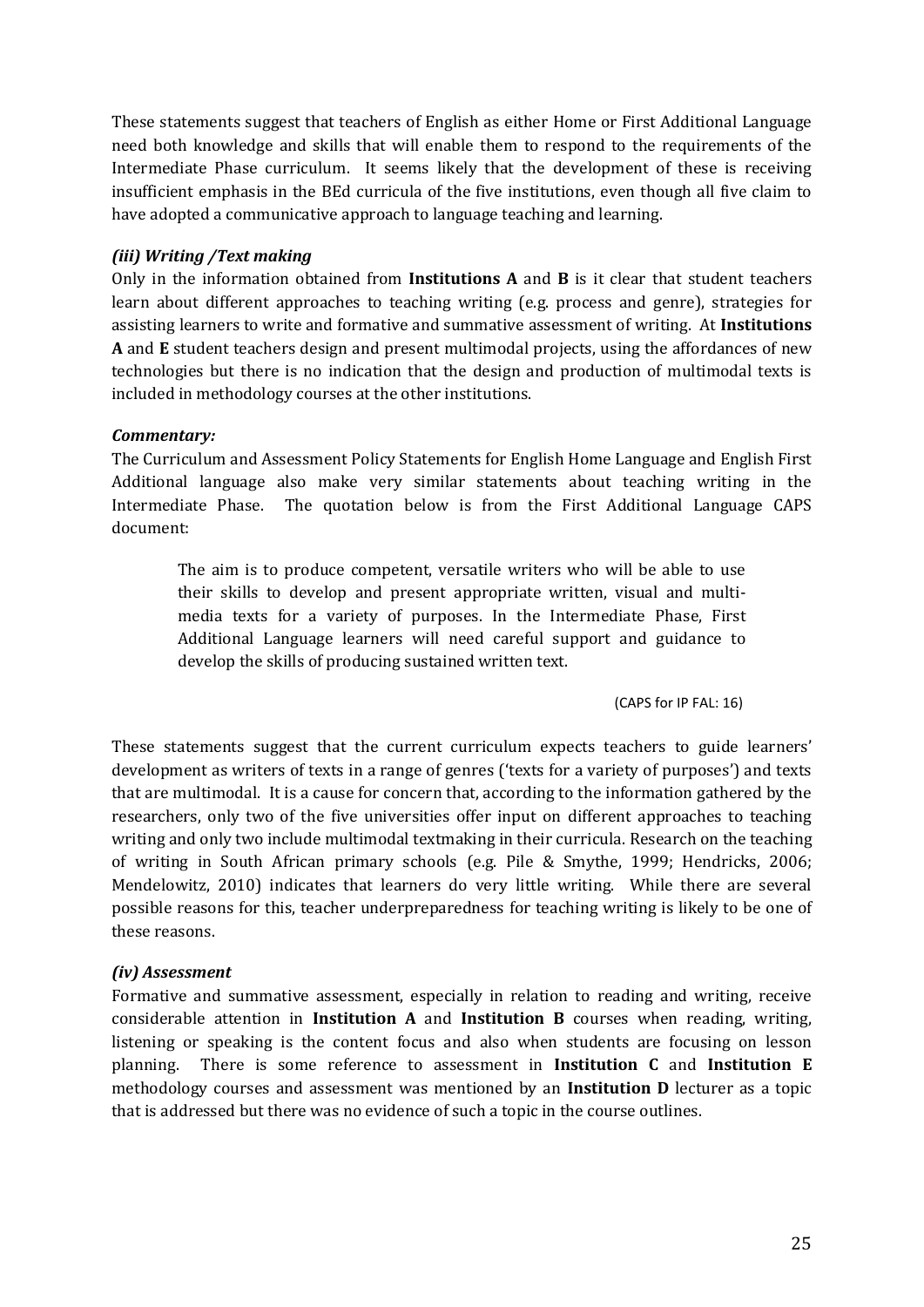These statements suggest that teachers of English as either Home or First Additional Language need both knowledge and skills that will enable them to respond to the requirements of the Intermediate Phase curriculum. It seems likely that the development of these is receiving insufficient emphasis in the BEd curricula of the five institutions, even though all five claim to have adopted a communicative approach to language teaching and learning.

### *(iii) Writing /Text making*

Only in the information obtained from **Institutions A** and **B** is it clear that student teachers learn about different approaches to teaching writing (e.g. process and genre), strategies for assisting learners to write and formative and summative assessment of writing. At **Institutions A** and **E** student teachers design and present multimodal projects, using the affordances of new technologies but there is no indication that the design and production of multimodal texts is included in methodology courses at the other institutions.

#### *Commentary:*

The Curriculum and Assessment Policy Statements for English Home Language and English First Additional language also make very similar statements about teaching writing in the Intermediate Phase. The quotation below is from the First Additional Language CAPS document:

> The aim is to produce competent, versatile writers who will be able to use their skills to develop and present appropriate written, visual and multi-media texts for a variety of purposes. In the Intermediate Phase, First Additional Language learners will need careful support and guidance to develop the skills of producing sustained written text.
>
> (CAPS for IP FAL: 16)

These statements suggest that the current curriculum expects teachers to guide learners' development as writers of texts in a range of genres ('texts for a variety of purposes') and texts that are multimodal. It is a cause for concern that, according to the information gathered by the researchers, only two of the five universities offer input on different approaches to teaching writing and only two include multimodal textmaking in their curricula. Research on the teaching of writing in South African primary schools (e.g. Pile & Smythe, 1999; Hendricks, 2006; Mendelowitz, 2010) indicates that learners do very little writing. While there are several possible reasons for this, teacher underpreparedness for teaching writing is likely to be one of these reasons.

### *(iv) Assessment*

Formative and summative assessment, especially in relation to reading and writing, receive considerable attention in **Institution A** and **Institution B** courses when reading, writing, listening or speaking is the content focus and also when students are focusing on lesson planning. There is some reference to assessment in **Institution C** and **Institution E** methodology courses and assessment was mentioned by an **Institution D** lecturer as a topic that is addressed but there was no evidence of such a topic in the course outlines.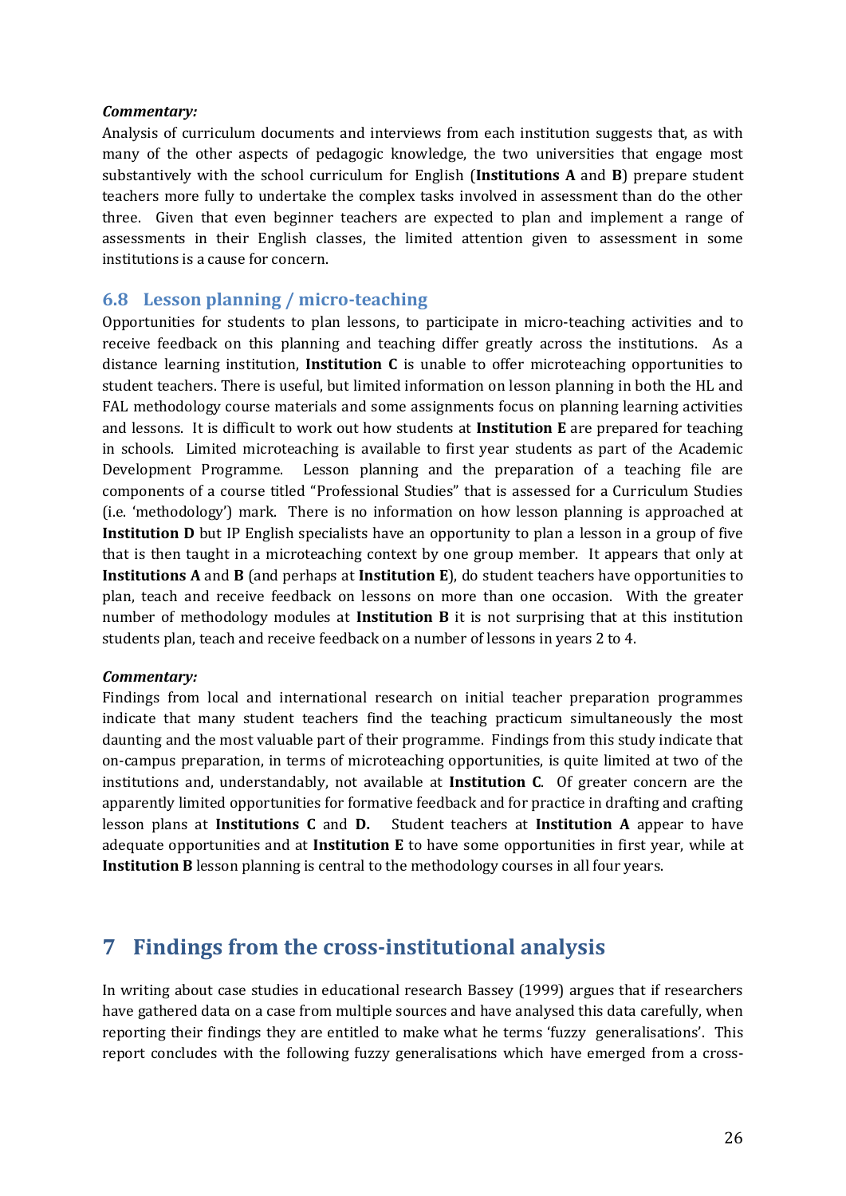***Commentary:***

Analysis of curriculum documents and interviews from each institution suggests that, as with many of the other aspects of pedagogic knowledge, the two universities that engage most substantively with the school curriculum for English (**Institutions A** and **B**) prepare student teachers more fully to undertake the complex tasks involved in assessment than do the other three. Given that even beginner teachers are expected to plan and implement a range of assessments in their English classes, the limited attention given to assessment in some institutions is a cause for concern.

## 6.8 Lesson planning / micro-teaching

Opportunities for students to plan lessons, to participate in micro-teaching activities and to receive feedback on this planning and teaching differ greatly across the institutions. As a distance learning institution, **Institution C** is unable to offer microteaching opportunities to student teachers. There is useful, but limited information on lesson planning in both the HL and FAL methodology course materials and some assignments focus on planning learning activities and lessons. It is difficult to work out how students at **Institution E** are prepared for teaching in schools. Limited microteaching is available to first year students as part of the Academic Development Programme. Lesson planning and the preparation of a teaching file are components of a course titled "Professional Studies" that is assessed for a Curriculum Studies (i.e. 'methodology') mark. There is no information on how lesson planning is approached at **Institution D** but IP English specialists have an opportunity to plan a lesson in a group of five that is then taught in a microteaching context by one group member. It appears that only at **Institutions A** and **B** (and perhaps at **Institution E**), do student teachers have opportunities to plan, teach and receive feedback on lessons on more than one occasion. With the greater number of methodology modules at **Institution B** it is not surprising that at this institution students plan, teach and receive feedback on a number of lessons in years 2 to 4.

***Commentary:***

Findings from local and international research on initial teacher preparation programmes indicate that many student teachers find the teaching practicum simultaneously the most daunting and the most valuable part of their programme. Findings from this study indicate that on-campus preparation, in terms of microteaching opportunities, is quite limited at two of the institutions and, understandably, not available at **Institution C**. Of greater concern are the apparently limited opportunities for formative feedback and for practice in drafting and crafting lesson plans at **Institutions C** and **D.** Student teachers at **Institution A** appear to have adequate opportunities and at **Institution E** to have some opportunities in first year, while at **Institution B** lesson planning is central to the methodology courses in all four years.

# 7 Findings from the cross-institutional analysis

In writing about case studies in educational research Bassey (1999) argues that if researchers have gathered data on a case from multiple sources and have analysed this data carefully, when reporting their findings they are entitled to make what he terms 'fuzzy generalisations'. This report concludes with the following fuzzy generalisations which have emerged from a cross-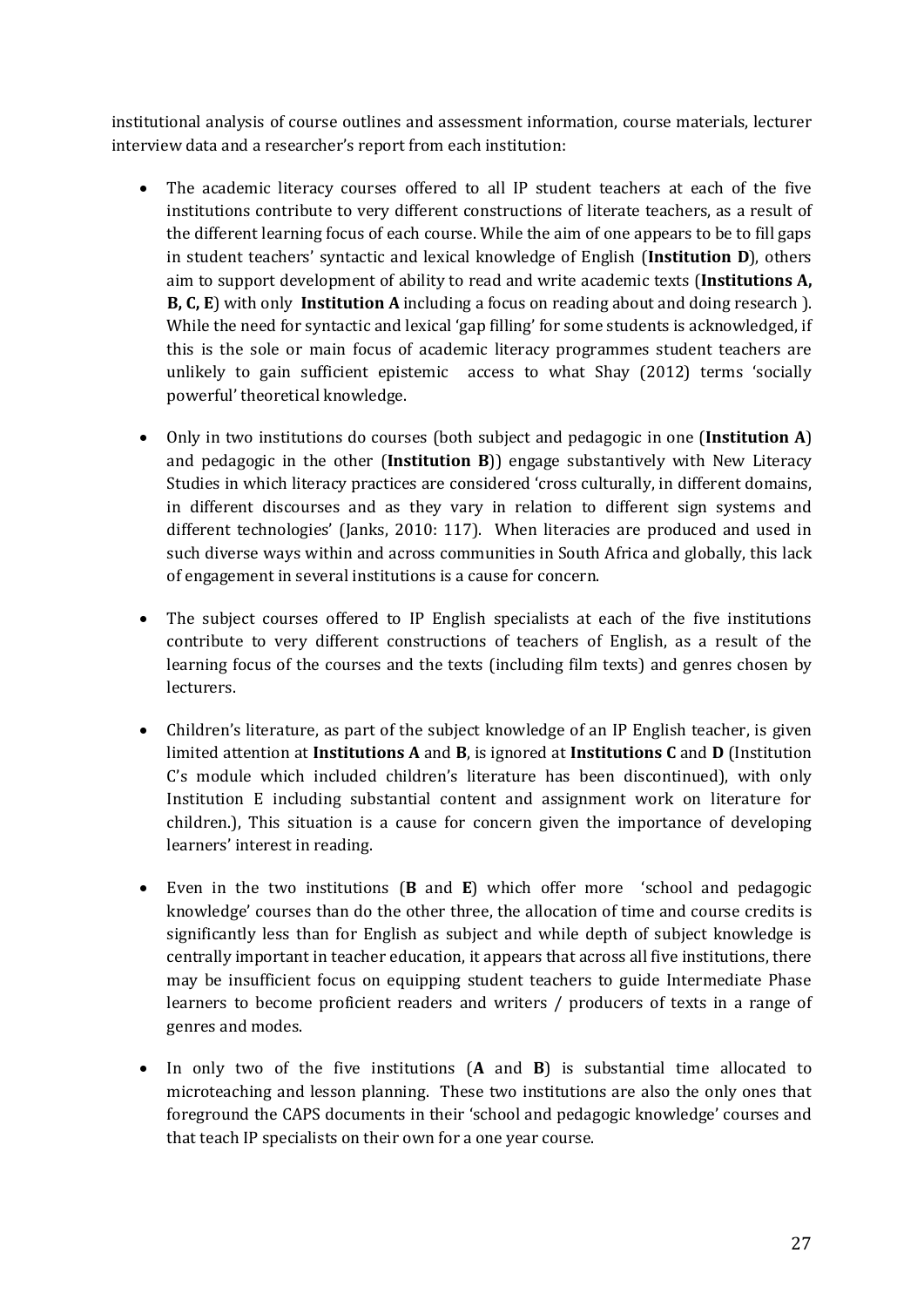institutional analysis of course outlines and assessment information, course materials, lecturer interview data and a researcher's report from each institution:

- The academic literacy courses offered to all IP student teachers at each of the five institutions contribute to very different constructions of literate teachers, as a result of the different learning focus of each course. While the aim of one appears to be to fill gaps in student teachers' syntactic and lexical knowledge of English (**Institution D**), others aim to support development of ability to read and write academic texts (**Institutions A, B, C, E**) with only **Institution A** including a focus on reading about and doing research ). While the need for syntactic and lexical 'gap filling' for some students is acknowledged, if this is the sole or main focus of academic literacy programmes student teachers are unlikely to gain sufficient epistemic access to what Shay (2012) terms 'socially powerful' theoretical knowledge.

- Only in two institutions do courses (both subject and pedagogic in one (**Institution A**) and pedagogic in the other (**Institution B**)) engage substantively with New Literacy Studies in which literacy practices are considered 'cross culturally, in different domains, in different discourses and as they vary in relation to different sign systems and different technologies' (Janks, 2010: 117). When literacies are produced and used in such diverse ways within and across communities in South Africa and globally, this lack of engagement in several institutions is a cause for concern.

- The subject courses offered to IP English specialists at each of the five institutions contribute to very different constructions of teachers of English, as a result of the learning focus of the courses and the texts (including film texts) and genres chosen by lecturers.

- Children's literature, as part of the subject knowledge of an IP English teacher, is given limited attention at **Institutions A** and **B**, is ignored at **Institutions C** and **D** (Institution C's module which included children's literature has been discontinued), with only Institution E including substantial content and assignment work on literature for children.), This situation is a cause for concern given the importance of developing learners' interest in reading.

- Even in the two institutions (**B** and **E**) which offer more 'school and pedagogic knowledge' courses than do the other three, the allocation of time and course credits is significantly less than for English as subject and while depth of subject knowledge is centrally important in teacher education, it appears that across all five institutions, there may be insufficient focus on equipping student teachers to guide Intermediate Phase learners to become proficient readers and writers / producers of texts in a range of genres and modes.

- In only two of the five institutions (**A** and **B**) is substantial time allocated to microteaching and lesson planning. These two institutions are also the only ones that foreground the CAPS documents in their 'school and pedagogic knowledge' courses and that teach IP specialists on their own for a one year course.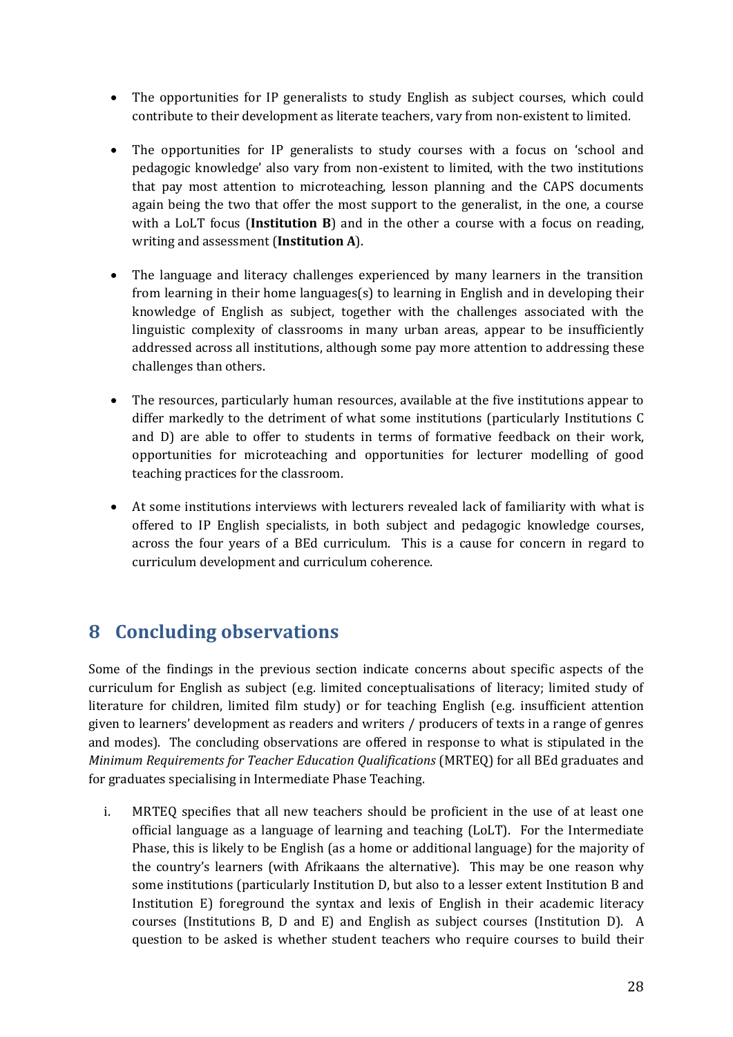- The opportunities for IP generalists to study English as subject courses, which could contribute to their development as literate teachers, vary from non-existent to limited.

- The opportunities for IP generalists to study courses with a focus on 'school and pedagogic knowledge' also vary from non-existent to limited, with the two institutions that pay most attention to microteaching, lesson planning and the CAPS documents again being the two that offer the most support to the generalist, in the one, a course with a LoLT focus (**Institution B**) and in the other a course with a focus on reading, writing and assessment (**Institution A**).

- The language and literacy challenges experienced by many learners in the transition from learning in their home languages(s) to learning in English and in developing their knowledge of English as subject, together with the challenges associated with the linguistic complexity of classrooms in many urban areas, appear to be insufficiently addressed across all institutions, although some pay more attention to addressing these challenges than others.

- The resources, particularly human resources, available at the five institutions appear to differ markedly to the detriment of what some institutions (particularly Institutions C and D) are able to offer to students in terms of formative feedback on their work, opportunities for microteaching and opportunities for lecturer modelling of good teaching practices for the classroom.

- At some institutions interviews with lecturers revealed lack of familiarity with what is offered to IP English specialists, in both subject and pedagogic knowledge courses, across the four years of a BEd curriculum. This is a cause for concern in regard to curriculum development and curriculum coherence.

## 8 Concluding observations

Some of the findings in the previous section indicate concerns about specific aspects of the curriculum for English as subject (e.g. limited conceptualisations of literacy; limited study of literature for children, limited film study) or for teaching English (e.g. insufficient attention given to learners' development as readers and writers / producers of texts in a range of genres and modes). The concluding observations are offered in response to what is stipulated in the *Minimum Requirements for Teacher Education Qualifications* (MRTEQ) for all BEd graduates and for graduates specialising in Intermediate Phase Teaching.

i. MRTEQ specifies that all new teachers should be proficient in the use of at least one official language as a language of learning and teaching (LoLT). For the Intermediate Phase, this is likely to be English (as a home or additional language) for the majority of the country's learners (with Afrikaans the alternative). This may be one reason why some institutions (particularly Institution D, but also to a lesser extent Institution B and Institution E) foreground the syntax and lexis of English in their academic literacy courses (Institutions B, D and E) and English as subject courses (Institution D). A question to be asked is whether student teachers who require courses to build their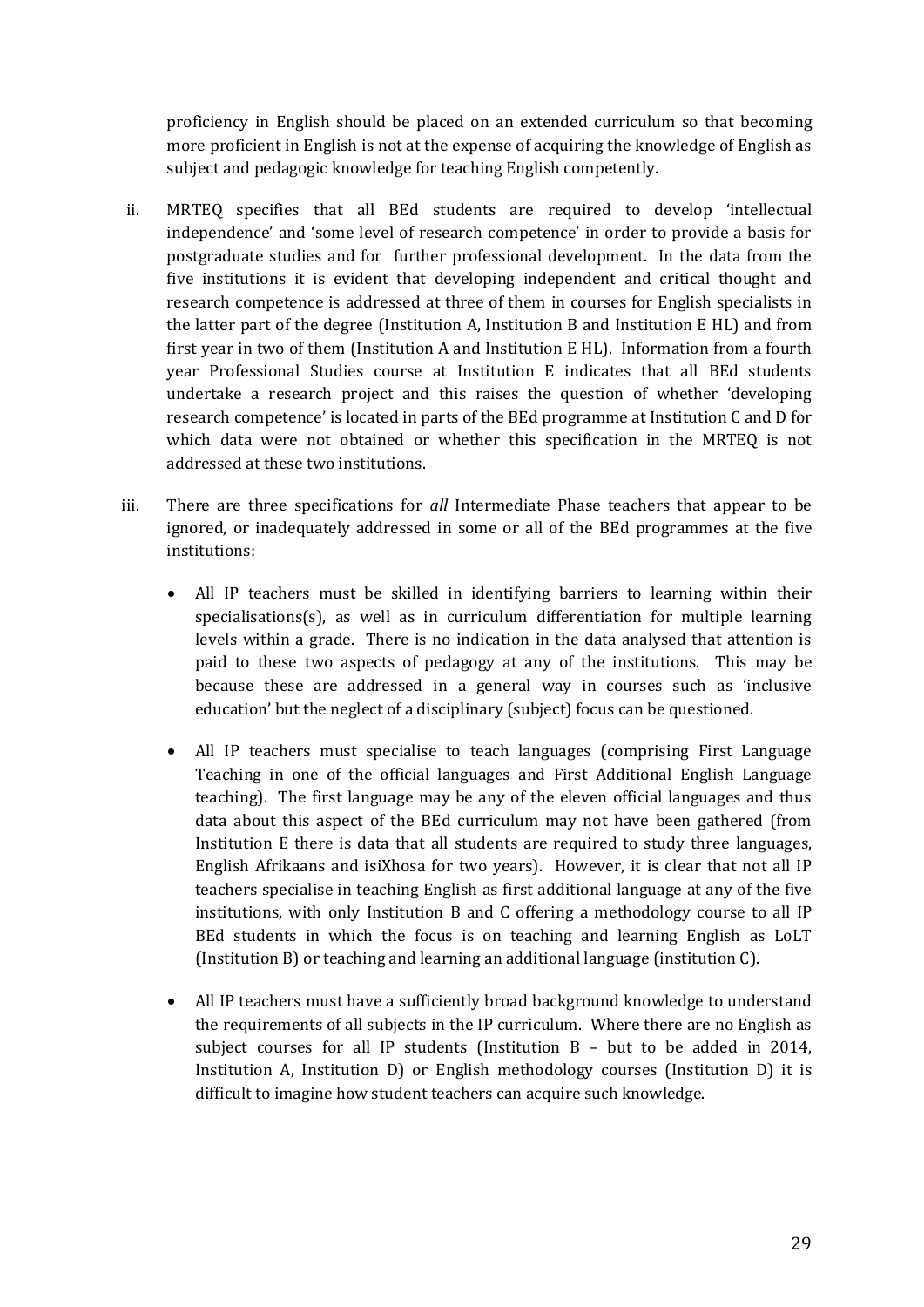proficiency in English should be placed on an extended curriculum so that becoming more proficient in English is not at the expense of acquiring the knowledge of English as subject and pedagogic knowledge for teaching English competently.

ii. MRTEQ specifies that all BEd students are required to develop 'intellectual independence' and 'some level of research competence' in order to provide a basis for postgraduate studies and for further professional development. In the data from the five institutions it is evident that developing independent and critical thought and research competence is addressed at three of them in courses for English specialists in the latter part of the degree (Institution A, Institution B and Institution E HL) and from first year in two of them (Institution A and Institution E HL). Information from a fourth year Professional Studies course at Institution E indicates that all BEd students undertake a research project and this raises the question of whether 'developing research competence' is located in parts of the BEd programme at Institution C and D for which data were not obtained or whether this specification in the MRTEQ is not addressed at these two institutions.

iii. There are three specifications for *all* Intermediate Phase teachers that appear to be ignored, or inadequately addressed in some or all of the BEd programmes at the five institutions:

- All IP teachers must be skilled in identifying barriers to learning within their specialisations(s), as well as in curriculum differentiation for multiple learning levels within a grade. There is no indication in the data analysed that attention is paid to these two aspects of pedagogy at any of the institutions. This may be because these are addressed in a general way in courses such as 'inclusive education' but the neglect of a disciplinary (subject) focus can be questioned.
- All IP teachers must specialise to teach languages (comprising First Language Teaching in one of the official languages and First Additional English Language teaching). The first language may be any of the eleven official languages and thus data about this aspect of the BEd curriculum may not have been gathered (from Institution E there is data that all students are required to study three languages, English Afrikaans and isiXhosa for two years). However, it is clear that not all IP teachers specialise in teaching English as first additional language at any of the five institutions, with only Institution B and C offering a methodology course to all IP BEd students in which the focus is on teaching and learning English as LoLT (Institution B) or teaching and learning an additional language (institution C).
- All IP teachers must have a sufficiently broad background knowledge to understand the requirements of all subjects in the IP curriculum. Where there are no English as subject courses for all IP students (Institution B – but to be added in 2014, Institution A, Institution D) or English methodology courses (Institution D) it is difficult to imagine how student teachers can acquire such knowledge.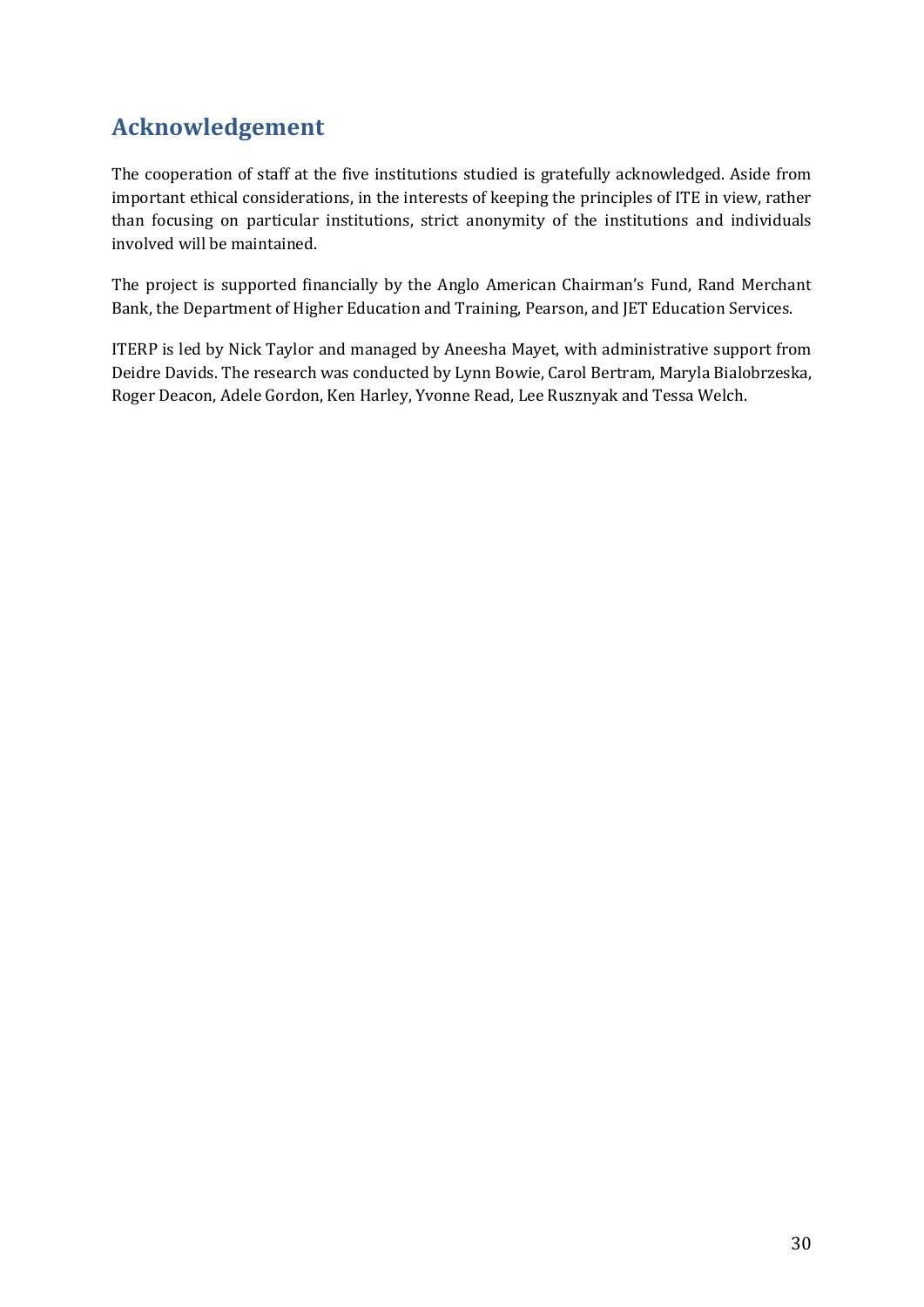## Acknowledgement

The cooperation of staff at the five institutions studied is gratefully acknowledged. Aside from important ethical considerations, in the interests of keeping the principles of ITE in view, rather than focusing on particular institutions, strict anonymity of the institutions and individuals involved will be maintained.

The project is supported financially by the Anglo American Chairman's Fund, Rand Merchant Bank, the Department of Higher Education and Training, Pearson, and JET Education Services.

ITERP is led by Nick Taylor and managed by Aneesha Mayet, with administrative support from Deidre Davids. The research was conducted by Lynn Bowie, Carol Bertram, Maryla Bialobrzeska, Roger Deacon, Adele Gordon, Ken Harley, Yvonne Read, Lee Rusznyak and Tessa Welch.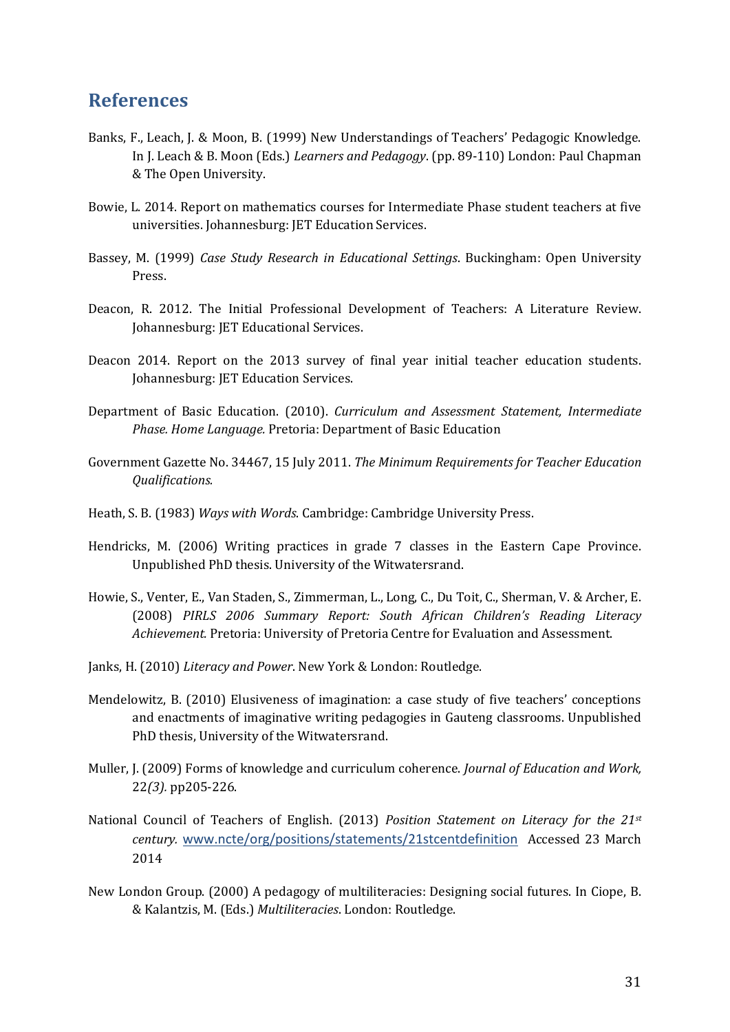## References

Banks, F., Leach, J. & Moon, B. (1999) New Understandings of Teachers' Pedagogic Knowledge. In J. Leach & B. Moon (Eds.) *Learners and Pedagogy*. (pp. 89-110) London: Paul Chapman & The Open University.

Bowie, L. 2014. Report on mathematics courses for Intermediate Phase student teachers at five universities. Johannesburg: JET Education Services.

Bassey, M. (1999) *Case Study Research in Educational Settings*. Buckingham: Open University Press.

Deacon, R. 2012. The Initial Professional Development of Teachers: A Literature Review. Johannesburg: JET Educational Services.

Deacon 2014. Report on the 2013 survey of final year initial teacher education students. Johannesburg: JET Education Services.

Department of Basic Education. (2010). *Curriculum and Assessment Statement, Intermediate Phase. Home Language.* Pretoria: Department of Basic Education

Government Gazette No. 34467, 15 July 2011. *The Minimum Requirements for Teacher Education Qualifications.*

Heath, S. B. (1983) *Ways with Words*. Cambridge: Cambridge University Press.

Hendricks, M. (2006) Writing practices in grade 7 classes in the Eastern Cape Province. Unpublished PhD thesis. University of the Witwatersrand.

Howie, S., Venter, E., Van Staden, S., Zimmerman, L., Long, C., Du Toit, C., Sherman, V. & Archer, E. (2008) *PIRLS 2006 Summary Report: South African Children's Reading Literacy Achievement.* Pretoria: University of Pretoria Centre for Evaluation and Assessment.

Janks, H. (2010) *Literacy and Power*. New York & London: Routledge.

Mendelowitz, B. (2010) Elusiveness of imagination: a case study of five teachers' conceptions and enactments of imaginative writing pedagogies in Gauteng classrooms. Unpublished PhD thesis, University of the Witwatersrand.

Muller, J. (2009) Forms of knowledge and curriculum coherence. *Journal of Education and Work,* 22*(3).* pp205-226.

National Council of Teachers of English. (2013) *Position Statement on Literacy for the 21st century.* www.ncte/org/positions/statements/21stcentdefinition Accessed 23 March 2014

New London Group. (2000) A pedagogy of multiliteracies: Designing social futures. In Ciope, B. & Kalantzis, M. (Eds.) *Multiliteracies*. London: Routledge.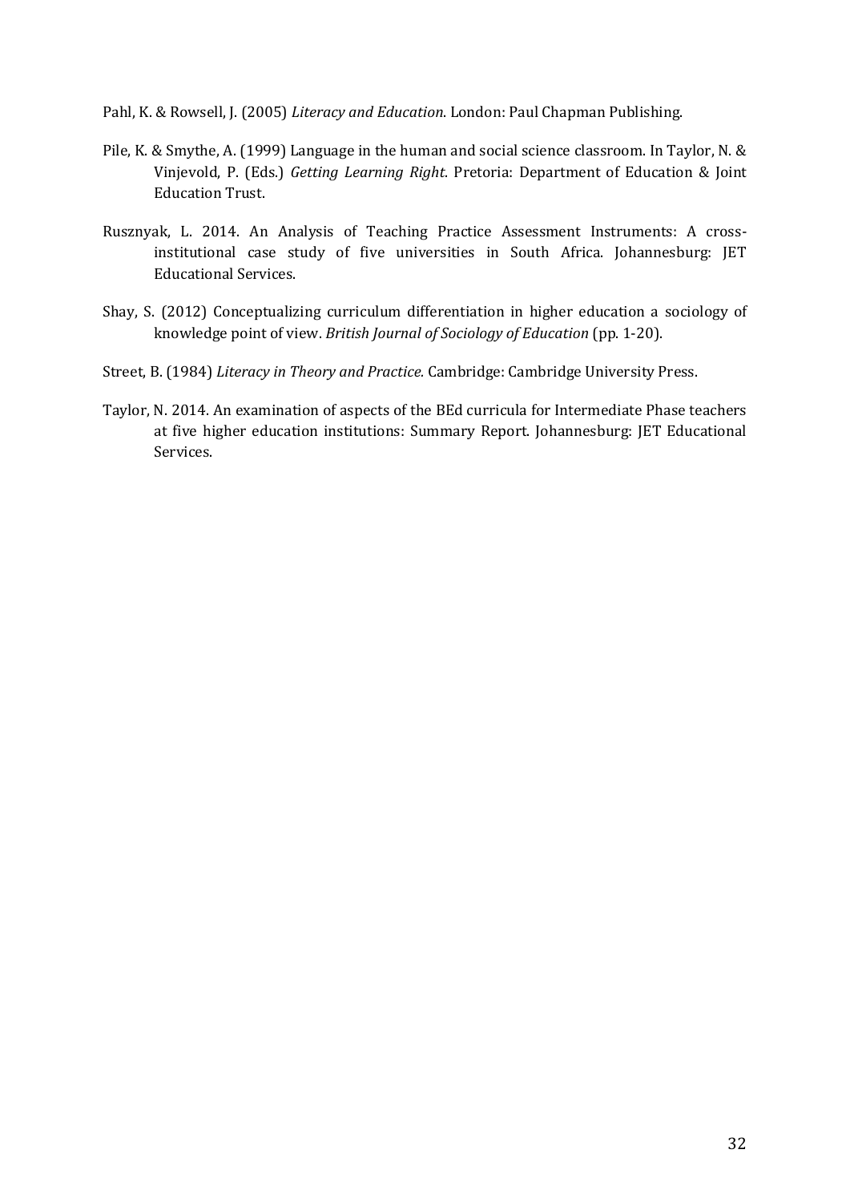Pahl, K. & Rowsell, J. (2005) *Literacy and Education*. London: Paul Chapman Publishing.

Pile, K. & Smythe, A. (1999) Language in the human and social science classroom. In Taylor, N. & Vinjevold, P. (Eds.) *Getting Learning Right*. Pretoria: Department of Education & Joint Education Trust.

Rusznyak, L. 2014. An Analysis of Teaching Practice Assessment Instruments: A cross-institutional case study of five universities in South Africa. Johannesburg: JET Educational Services.

Shay, S. (2012) Conceptualizing curriculum differentiation in higher education a sociology of knowledge point of view. *British Journal of Sociology of Education* (pp. 1-20).

Street, B. (1984) *Literacy in Theory and Practice.* Cambridge: Cambridge University Press.

Taylor, N. 2014. An examination of aspects of the BEd curricula for Intermediate Phase teachers at five higher education institutions: Summary Report. Johannesburg: JET Educational Services.